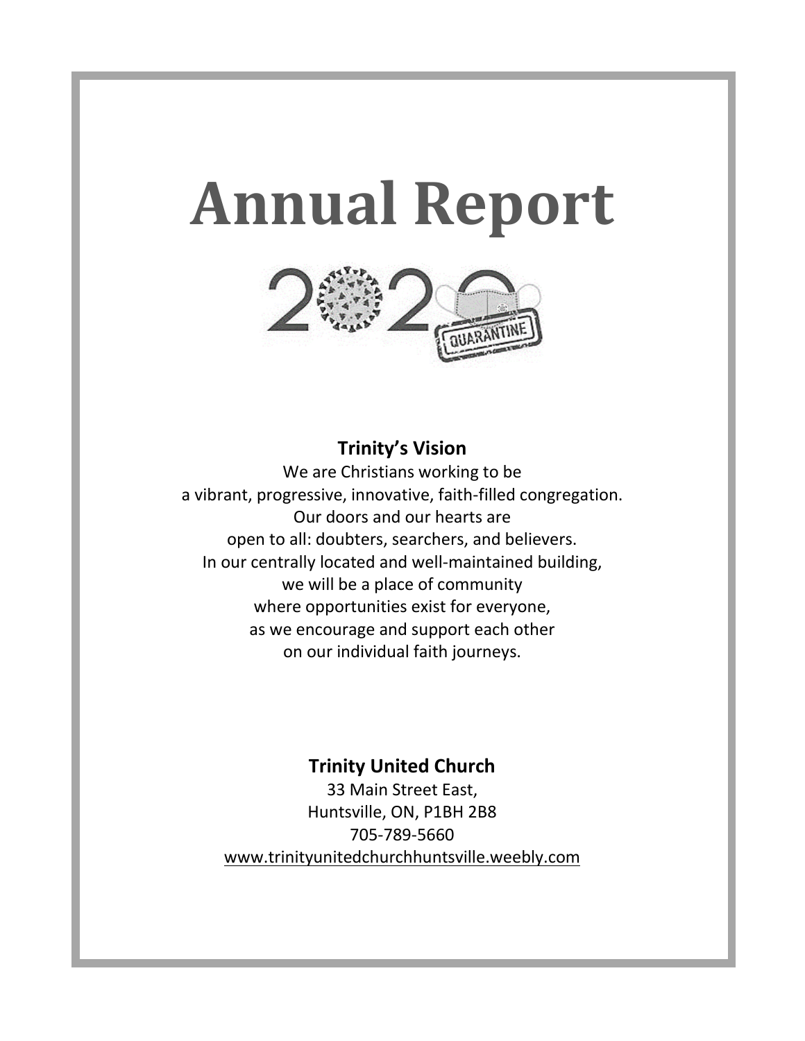# Annual Report

2020

QUARANTINE

**Trinity's Vision**

We are Christians working to be
a vibrant, progressive, innovative, faith-filled congregation.
Our doors and our hearts are
open to all: doubters, searchers, and believers.
In our centrally located and well-maintained building,
we will be a place of community
where opportunities exist for everyone,
as we encourage and support each other
on our individual faith journeys.

**Trinity United Church**

33 Main Street East,
Huntsville, ON, P1BH 2B8
705-789-5660
www.trinityunitedchurchhuntsville.weebly.com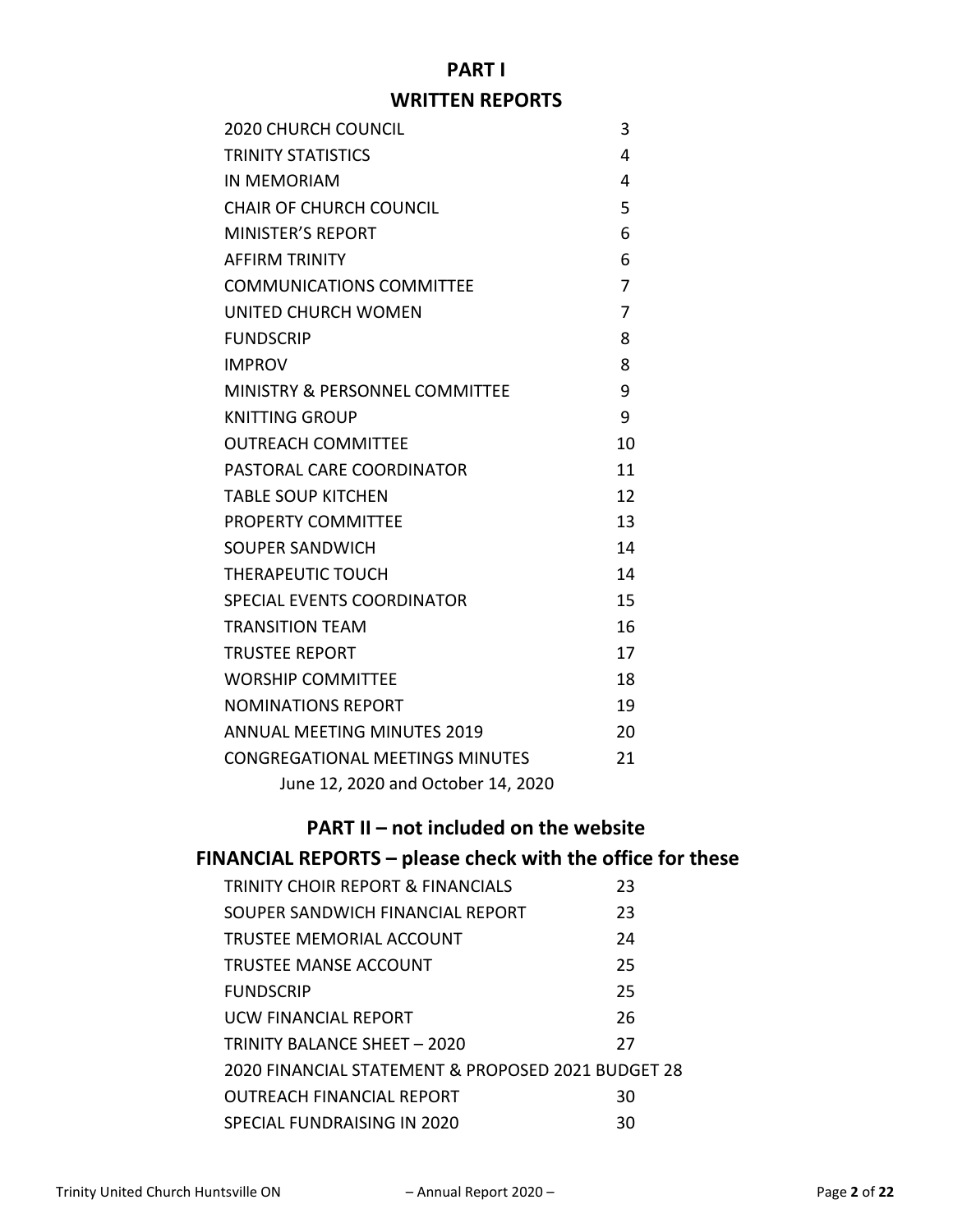# PART I

## WRITTEN REPORTS

| | |
|---|---|
| 2020 CHURCH COUNCIL | 3 |
| TRINITY STATISTICS | 4 |
| IN MEMORIAM | 4 |
| CHAIR OF CHURCH COUNCIL | 5 |
| MINISTER'S REPORT | 6 |
| AFFIRM TRINITY | 6 |
| COMMUNICATIONS COMMITTEE | 7 |
| UNITED CHURCH WOMEN | 7 |
| FUNDSCRIP | 8 |
| IMPROV | 8 |
| MINISTRY & PERSONNEL COMMITTEE | 9 |
| KNITTING GROUP | 9 |
| OUTREACH COMMITTEE | 10 |
| PASTORAL CARE COORDINATOR | 11 |
| TABLE SOUP KITCHEN | 12 |
| PROPERTY COMMITTEE | 13 |
| SOUPER SANDWICH | 14 |
| THERAPEUTIC TOUCH | 14 |
| SPECIAL EVENTS COORDINATOR | 15 |
| TRANSITION TEAM | 16 |
| TRUSTEE REPORT | 17 |
| WORSHIP COMMITTEE | 18 |
| NOMINATIONS REPORT | 19 |
| ANNUAL MEETING MINUTES 2019 | 20 |
| CONGREGATIONAL MEETINGS MINUTES<br>June 12, 2020 and October 14, 2020 | 21 |

# PART II – not included on the website

## FINANCIAL REPORTS – please check with the office for these

| | |
|---|---|
| TRINITY CHOIR REPORT & FINANCIALS | 23 |
| SOUPER SANDWICH FINANCIAL REPORT | 23 |
| TRUSTEE MEMORIAL ACCOUNT | 24 |
| TRUSTEE MANSE ACCOUNT | 25 |
| FUNDSCRIP | 25 |
| UCW FINANCIAL REPORT | 26 |
| TRINITY BALANCE SHEET – 2020 | 27 |
| 2020 FINANCIAL STATEMENT & PROPOSED 2021 BUDGET | 28 |
| OUTREACH FINANCIAL REPORT | 30 |
| SPECIAL FUNDRAISING IN 2020 | 30 |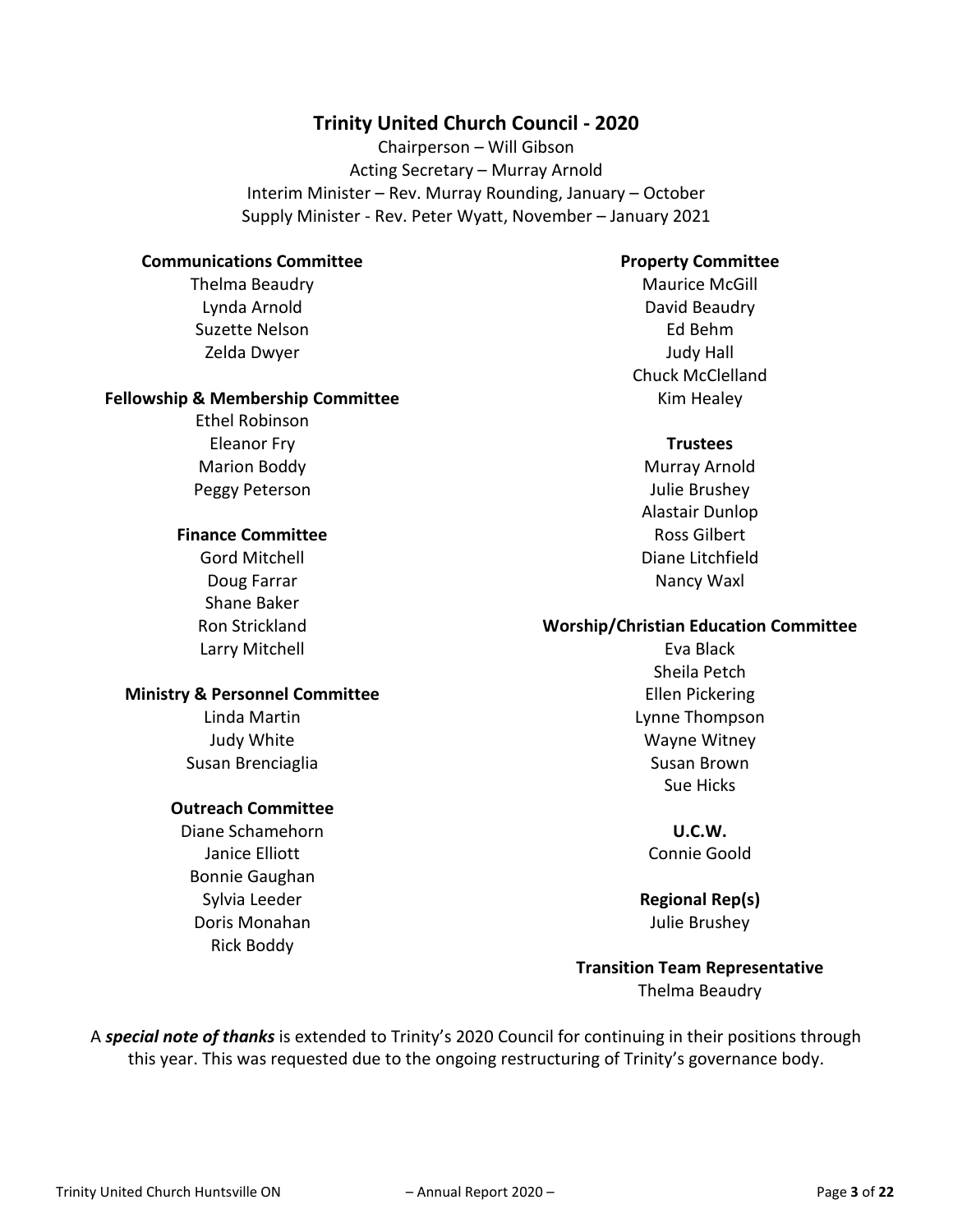# Trinity United Church Council - 2020

Chairperson – Will Gibson
Acting Secretary – Murray Arnold
Interim Minister – Rev. Murray Rounding, January – October
Supply Minister - Rev. Peter Wyatt, November – January 2021

**Communications Committee**
Thelma Beaudry
Lynda Arnold
Suzette Nelson
Zelda Dwyer

**Fellowship & Membership Committee**
Ethel Robinson
Eleanor Fry
Marion Boddy
Peggy Peterson

**Finance Committee**
Gord Mitchell
Doug Farrar
Shane Baker
Ron Strickland
Larry Mitchell

**Ministry & Personnel Committee**
Linda Martin
Judy White
Susan Brenciaglia

**Outreach Committee**
Diane Schamehorn
Janice Elliott
Bonnie Gaughan
Sylvia Leeder
Doris Monahan
Rick Boddy

**Property Committee**
Maurice McGill
David Beaudry
Ed Behm
Judy Hall
Chuck McClelland
Kim Healey

**Trustees**
Murray Arnold
Julie Brushey
Alastair Dunlop
Ross Gilbert
Diane Litchfield
Nancy Waxl

**Worship/Christian Education Committee**
Eva Black
Sheila Petch
Ellen Pickering
Lynne Thompson
Wayne Witney
Susan Brown
Sue Hicks

**U.C.W.**
Connie Goold

**Regional Rep(s)**
Julie Brushey

**Transition Team Representative**
Thelma Beaudry

A ***special note of thanks*** is extended to Trinity's 2020 Council for continuing in their positions through this year. This was requested due to the ongoing restructuring of Trinity's governance body.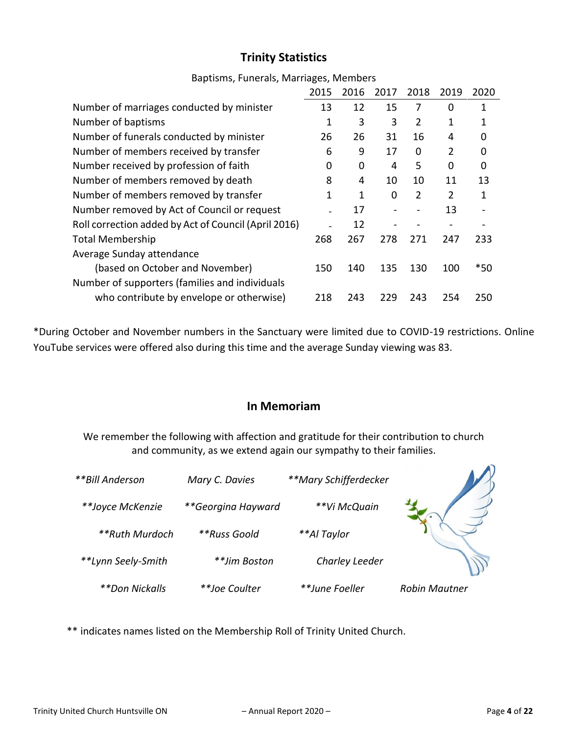## Trinity Statistics

Baptisms, Funerals, Marriages, Members

| | 2015 | 2016 | 2017 | 2018 | 2019 | 2020 |
|---|---|---|---|---|---|---|
| Number of marriages conducted by minister | 13 | 12 | 15 | 7 | 0 | 1 |
| Number of baptisms | 1 | 3 | 3 | 2 | 1 | 1 |
| Number of funerals conducted by minister | 26 | 26 | 31 | 16 | 4 | 0 |
| Number of members received by transfer | 6 | 9 | 17 | 0 | 2 | 0 |
| Number received by profession of faith | 0 | 0 | 4 | 5 | 0 | 0 |
| Number of members removed by death | 8 | 4 | 10 | 10 | 11 | 13 |
| Number of members removed by transfer | 1 | 1 | 0 | 2 | 2 | 1 |
| Number removed by Act of Council or request | - | 17 | - | - | 13 | - |
| Roll correction added by Act of Council (April 2016) | - | 12 | - | - | - | - |
| Total Membership | 268 | 267 | 278 | 271 | 247 | 233 |
| Average Sunday attendance (based on October and November) | 150 | 140 | 135 | 130 | 100 | *50 |
| Number of supporters (families and individuals who contribute by envelope or otherwise) | 218 | 243 | 229 | 243 | 254 | 250 |

*During October and November numbers in the Sanctuary were limited due to COVID-19 restrictions. Online YouTube services were offered also during this time and the average Sunday viewing was 83.

## In Memoriam

We remember the following with affection and gratitude for their contribution to church and community, as we extend again our sympathy to their families.

*\*\*Bill Anderson* *Mary C. Davies* *\*\*Mary Schifferdecker*

*\*\*Joyce McKenzie* *\*\*Georgina Hayward* *\*\*Vi McQuain*

*\*\*Ruth Murdoch* *\*\*Russ Goold* *\*\*Al Taylor*

*\*\*Lynn Seely-Smith* *\*\*Jim Boston* *Charley Leeder*

*\*\*Don Nickalls* *\*\*Joe Coulter* *\*\*June Foeller* *Robin Mautner*

** indicates names listed on the Membership Roll of Trinity United Church.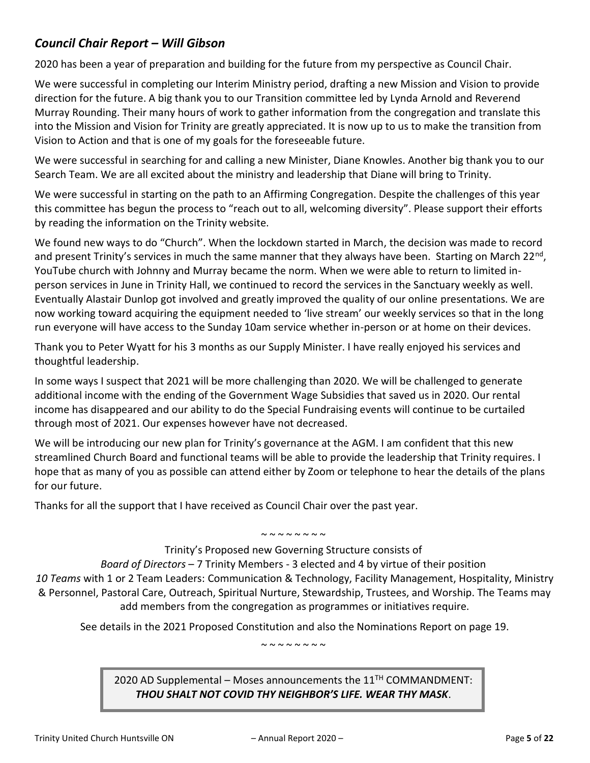## *Council Chair Report – Will Gibson*

2020 has been a year of preparation and building for the future from my perspective as Council Chair.

We were successful in completing our Interim Ministry period, drafting a new Mission and Vision to provide direction for the future. A big thank you to our Transition committee led by Lynda Arnold and Reverend Murray Rounding. Their many hours of work to gather information from the congregation and translate this into the Mission and Vision for Trinity are greatly appreciated. It is now up to us to make the transition from Vision to Action and that is one of my goals for the foreseeable future.

We were successful in searching for and calling a new Minister, Diane Knowles. Another big thank you to our Search Team. We are all excited about the ministry and leadership that Diane will bring to Trinity.

We were successful in starting on the path to an Affirming Congregation. Despite the challenges of this year this committee has begun the process to "reach out to all, welcoming diversity". Please support their efforts by reading the information on the Trinity website.

We found new ways to do "Church". When the lockdown started in March, the decision was made to record and present Trinity's services in much the same manner that they always have been. Starting on March 22nd, YouTube church with Johnny and Murray became the norm. When we were able to return to limited in-person services in June in Trinity Hall, we continued to record the services in the Sanctuary weekly as well. Eventually Alastair Dunlop got involved and greatly improved the quality of our online presentations. We are now working toward acquiring the equipment needed to 'live stream' our weekly services so that in the long run everyone will have access to the Sunday 10am service whether in-person or at home on their devices.

Thank you to Peter Wyatt for his 3 months as our Supply Minister. I have really enjoyed his services and thoughtful leadership.

In some ways I suspect that 2021 will be more challenging than 2020. We will be challenged to generate additional income with the ending of the Government Wage Subsidies that saved us in 2020. Our rental income has disappeared and our ability to do the Special Fundraising events will continue to be curtailed through most of 2021. Our expenses however have not decreased.

We will be introducing our new plan for Trinity's governance at the AGM. I am confident that this new streamlined Church Board and functional teams will be able to provide the leadership that Trinity requires. I hope that as many of you as possible can attend either by Zoom or telephone to hear the details of the plans for our future.

Thanks for all the support that I have received as Council Chair over the past year.

~ ~ ~ ~ ~ ~ ~ ~

Trinity's Proposed new Governing Structure consists of

*Board of Directors* – 7 Trinity Members - 3 elected and 4 by virtue of their position

*10 Teams* with 1 or 2 Team Leaders: Communication & Technology, Facility Management, Hospitality, Ministry & Personnel, Pastoral Care, Outreach, Spiritual Nurture, Stewardship, Trustees, and Worship. The Teams may add members from the congregation as programmes or initiatives require.

See details in the 2021 Proposed Constitution and also the Nominations Report on page 19.

~ ~ ~ ~ ~ ~ ~ ~

2020 AD Supplemental – Moses announcements the 11TH COMMANDMENT:
***THOU SHALT NOT COVID THY NEIGHBOR'S LIFE. WEAR THY MASK***.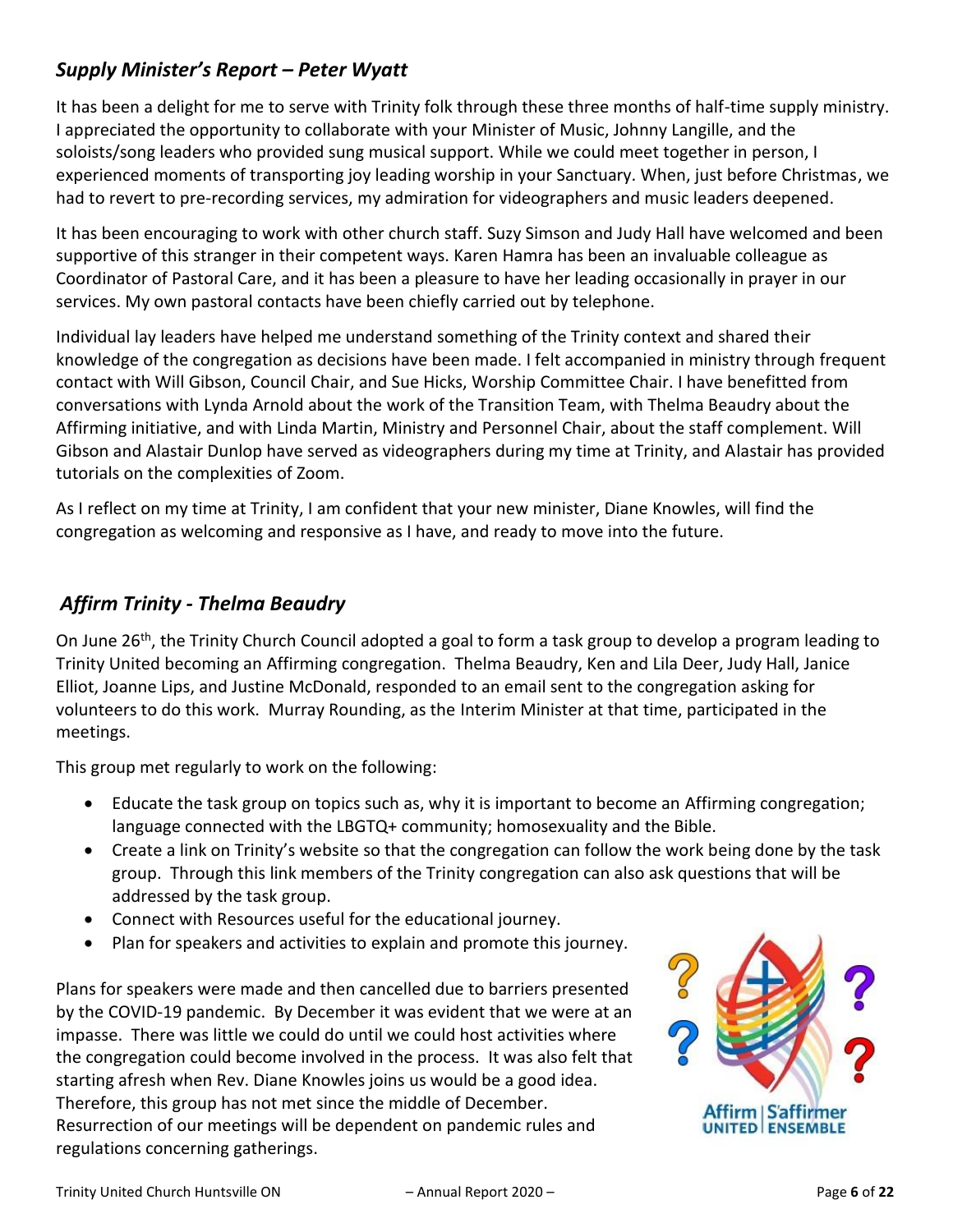## *Supply Minister's Report – Peter Wyatt*

It has been a delight for me to serve with Trinity folk through these three months of half-time supply ministry. I appreciated the opportunity to collaborate with your Minister of Music, Johnny Langille, and the soloists/song leaders who provided sung musical support. While we could meet together in person, I experienced moments of transporting joy leading worship in your Sanctuary. When, just before Christmas, we had to revert to pre-recording services, my admiration for videographers and music leaders deepened.

It has been encouraging to work with other church staff. Suzy Simson and Judy Hall have welcomed and been supportive of this stranger in their competent ways. Karen Hamra has been an invaluable colleague as Coordinator of Pastoral Care, and it has been a pleasure to have her leading occasionally in prayer in our services. My own pastoral contacts have been chiefly carried out by telephone.

Individual lay leaders have helped me understand something of the Trinity context and shared their knowledge of the congregation as decisions have been made. I felt accompanied in ministry through frequent contact with Will Gibson, Council Chair, and Sue Hicks, Worship Committee Chair. I have benefitted from conversations with Lynda Arnold about the work of the Transition Team, with Thelma Beaudry about the Affirming initiative, and with Linda Martin, Ministry and Personnel Chair, about the staff complement. Will Gibson and Alastair Dunlop have served as videographers during my time at Trinity, and Alastair has provided tutorials on the complexities of Zoom.

As I reflect on my time at Trinity, I am confident that your new minister, Diane Knowles, will find the congregation as welcoming and responsive as I have, and ready to move into the future.

## *Affirm Trinity - Thelma Beaudry*

On June 26th, the Trinity Church Council adopted a goal to form a task group to develop a program leading to Trinity United becoming an Affirming congregation. Thelma Beaudry, Ken and Lila Deer, Judy Hall, Janice Elliot, Joanne Lips, and Justine McDonald, responded to an email sent to the congregation asking for volunteers to do this work. Murray Rounding, as the Interim Minister at that time, participated in the meetings.

This group met regularly to work on the following:

- Educate the task group on topics such as, why it is important to become an Affirming congregation; language connected with the LBGTQ+ community; homosexuality and the Bible.
- Create a link on Trinity's website so that the congregation can follow the work being done by the task group. Through this link members of the Trinity congregation can also ask questions that will be addressed by the task group.
- Connect with Resources useful for the educational journey.
- Plan for speakers and activities to explain and promote this journey.

Plans for speakers were made and then cancelled due to barriers presented by the COVID-19 pandemic. By December it was evident that we were at an impasse. There was little we could do until we could host activities where the congregation could become involved in the process. It was also felt that starting afresh when Rev. Diane Knowles joins us would be a good idea. Therefore, this group has not met since the middle of December. Resurrection of our meetings will be dependent on pandemic rules and regulations concerning gatherings.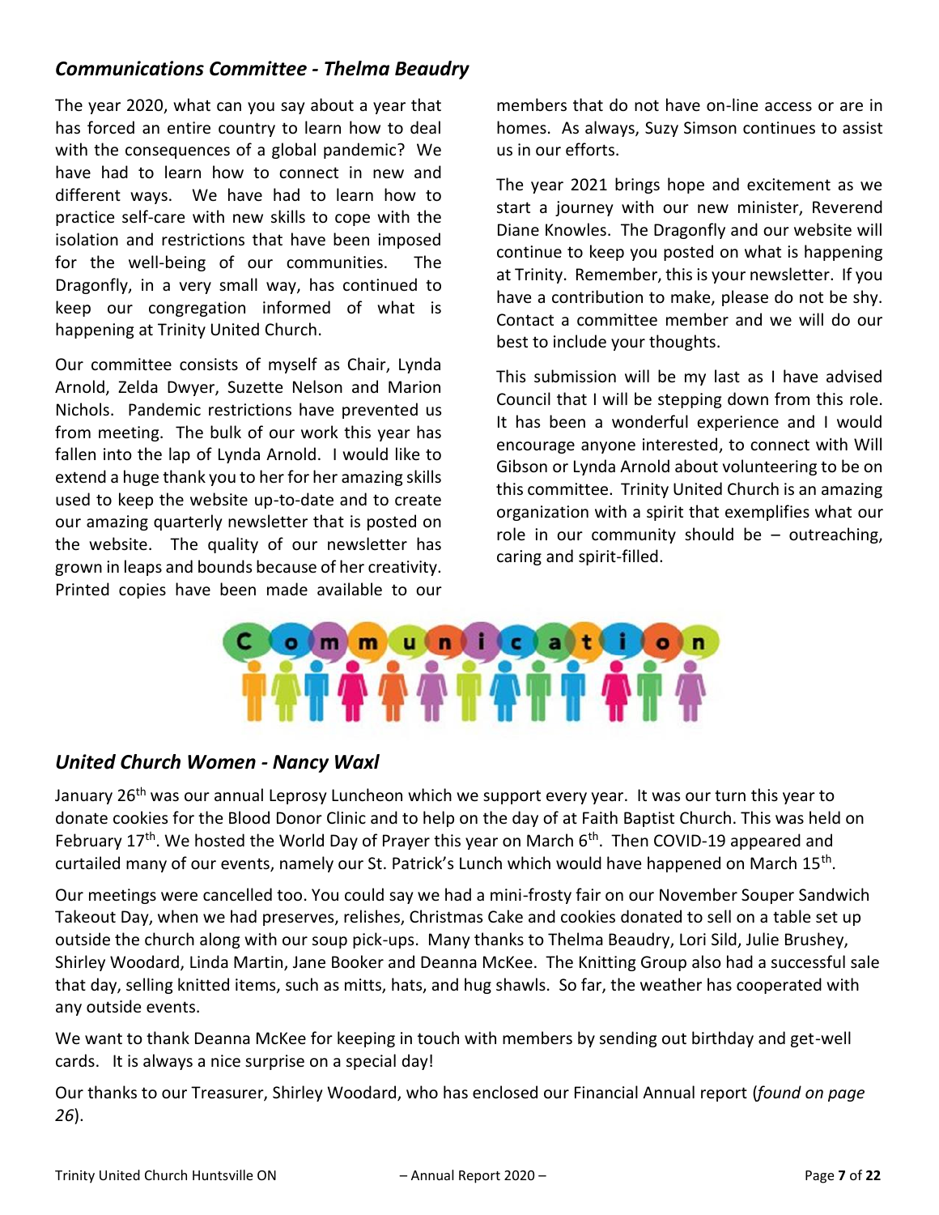## *Communications Committee - Thelma Beaudry*

The year 2020, what can you say about a year that has forced an entire country to learn how to deal with the consequences of a global pandemic? We have had to learn how to connect in new and different ways. We have had to learn how to practice self-care with new skills to cope with the isolation and restrictions that have been imposed for the well-being of our communities. The Dragonfly, in a very small way, has continued to keep our congregation informed of what is happening at Trinity United Church.

Our committee consists of myself as Chair, Lynda Arnold, Zelda Dwyer, Suzette Nelson and Marion Nichols. Pandemic restrictions have prevented us from meeting. The bulk of our work this year has fallen into the lap of Lynda Arnold. I would like to extend a huge thank you to her for her amazing skills used to keep the website up-to-date and to create our amazing quarterly newsletter that is posted on the website. The quality of our newsletter has grown in leaps and bounds because of her creativity. Printed copies have been made available to our members that do not have on-line access or are in homes. As always, Suzy Simson continues to assist us in our efforts.

The year 2021 brings hope and excitement as we start a journey with our new minister, Reverend Diane Knowles. The Dragonfly and our website will continue to keep you posted on what is happening at Trinity. Remember, this is your newsletter. If you have a contribution to make, please do not be shy. Contact a committee member and we will do our best to include your thoughts.

This submission will be my last as I have advised Council that I will be stepping down from this role. It has been a wonderful experience and I would encourage anyone interested, to connect with Will Gibson or Lynda Arnold about volunteering to be on this committee. Trinity United Church is an amazing organization with a spirit that exemplifies what our role in our community should be – outreaching, caring and spirit-filled.

## *United Church Women - Nancy Waxl*

January 26th was our annual Leprosy Luncheon which we support every year. It was our turn this year to donate cookies for the Blood Donor Clinic and to help on the day of at Faith Baptist Church. This was held on February 17th. We hosted the World Day of Prayer this year on March 6th. Then COVID-19 appeared and curtailed many of our events, namely our St. Patrick's Lunch which would have happened on March 15th.

Our meetings were cancelled too. You could say we had a mini-frosty fair on our November Souper Sandwich Takeout Day, when we had preserves, relishes, Christmas Cake and cookies donated to sell on a table set up outside the church along with our soup pick-ups. Many thanks to Thelma Beaudry, Lori Sild, Julie Brushey, Shirley Woodard, Linda Martin, Jane Booker and Deanna McKee. The Knitting Group also had a successful sale that day, selling knitted items, such as mitts, hats, and hug shawls. So far, the weather has cooperated with any outside events.

We want to thank Deanna McKee for keeping in touch with members by sending out birthday and get-well cards. It is always a nice surprise on a special day!

Our thanks to our Treasurer, Shirley Woodard, who has enclosed our Financial Annual report (*found on page 26*).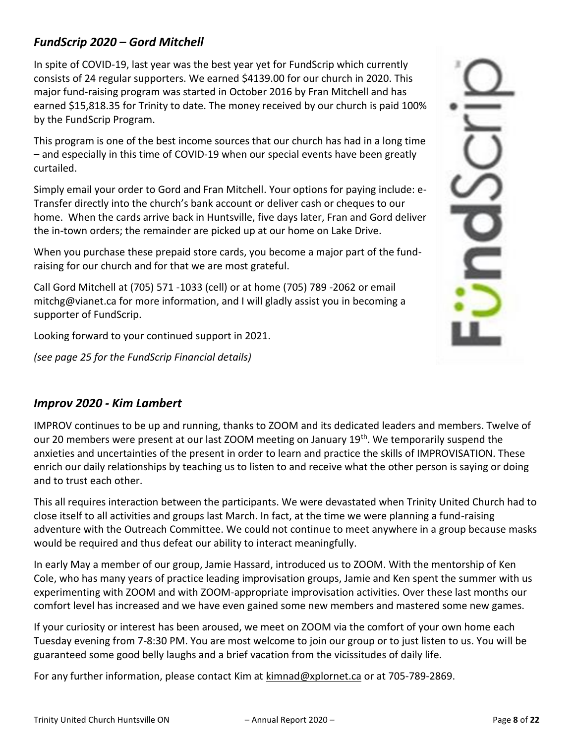## *FundScrip 2020 – Gord Mitchell*

In spite of COVID-19, last year was the best year yet for FundScrip which currently consists of 24 regular supporters. We earned $4139.00 for our church in 2020. This major fund-raising program was started in October 2016 by Fran Mitchell and has earned $15,818.35 for Trinity to date. The money received by our church is paid 100% by the FundScrip Program.

This program is one of the best income sources that our church has had in a long time – and especially in this time of COVID-19 when our special events have been greatly curtailed.

Simply email your order to Gord and Fran Mitchell. Your options for paying include: e-Transfer directly into the church's bank account or deliver cash or cheques to our home. When the cards arrive back in Huntsville, five days later, Fran and Gord deliver the in-town orders; the remainder are picked up at our home on Lake Drive.

When you purchase these prepaid store cards, you become a major part of the fund-raising for our church and for that we are most grateful.

Call Gord Mitchell at (705) 571 -1033 (cell) or at home (705) 789 -2062 or email mitchg@vianet.ca for more information, and I will gladly assist you in becoming a supporter of FundScrip.

Looking forward to your continued support in 2021.

*(see page 25 for the FundScrip Financial details)*

## *Improv 2020 - Kim Lambert*

IMPROV continues to be up and running, thanks to ZOOM and its dedicated leaders and members. Twelve of our 20 members were present at our last ZOOM meeting on January 19th. We temporarily suspend the anxieties and uncertainties of the present in order to learn and practice the skills of IMPROVISATION. These enrich our daily relationships by teaching us to listen to and receive what the other person is saying or doing and to trust each other.

This all requires interaction between the participants. We were devastated when Trinity United Church had to close itself to all activities and groups last March. In fact, at the time we were planning a fund-raising adventure with the Outreach Committee. We could not continue to meet anywhere in a group because masks would be required and thus defeat our ability to interact meaningfully.

In early May a member of our group, Jamie Hassard, introduced us to ZOOM. With the mentorship of Ken Cole, who has many years of practice leading improvisation groups, Jamie and Ken spent the summer with us experimenting with ZOOM and with ZOOM-appropriate improvisation activities. Over these last months our comfort level has increased and we have even gained some new members and mastered some new games.

If your curiosity or interest has been aroused, we meet on ZOOM via the comfort of your own home each Tuesday evening from 7-8:30 PM. You are most welcome to join our group or to just listen to us. You will be guaranteed some good belly laughs and a brief vacation from the vicissitudes of daily life.

For any further information, please contact Kim at kimnad@xplornet.ca or at 705-789-2869.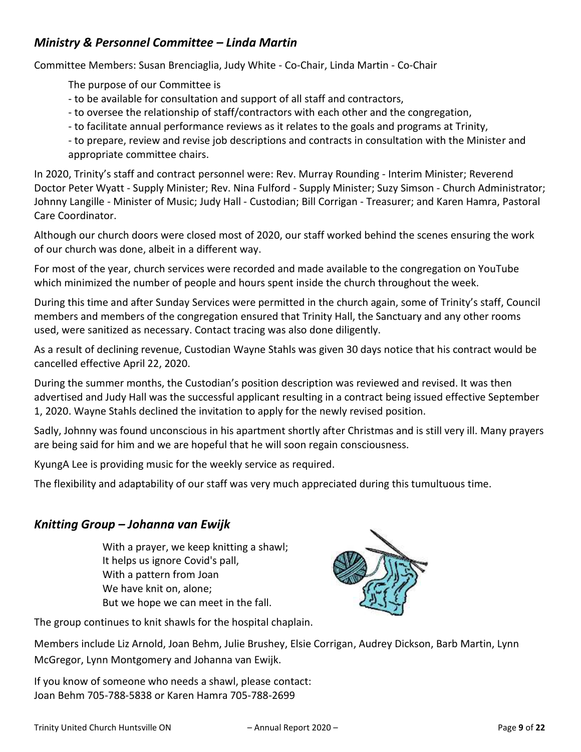## *Ministry & Personnel Committee – Linda Martin*

Committee Members: Susan Brenciaglia, Judy White - Co-Chair, Linda Martin - Co-Chair

The purpose of our Committee is

- to be available for consultation and support of all staff and contractors,
- to oversee the relationship of staff/contractors with each other and the congregation,
- to facilitate annual performance reviews as it relates to the goals and programs at Trinity,
- to prepare, review and revise job descriptions and contracts in consultation with the Minister and appropriate committee chairs.

In 2020, Trinity's staff and contract personnel were: Rev. Murray Rounding - Interim Minister; Reverend Doctor Peter Wyatt - Supply Minister; Rev. Nina Fulford - Supply Minister; Suzy Simson - Church Administrator; Johnny Langille - Minister of Music; Judy Hall - Custodian; Bill Corrigan - Treasurer; and Karen Hamra, Pastoral Care Coordinator.

Although our church doors were closed most of 2020, our staff worked behind the scenes ensuring the work of our church was done, albeit in a different way.

For most of the year, church services were recorded and made available to the congregation on YouTube which minimized the number of people and hours spent inside the church throughout the week.

During this time and after Sunday Services were permitted in the church again, some of Trinity's staff, Council members and members of the congregation ensured that Trinity Hall, the Sanctuary and any other rooms used, were sanitized as necessary. Contact tracing was also done diligently.

As a result of declining revenue, Custodian Wayne Stahls was given 30 days notice that his contract would be cancelled effective April 22, 2020.

During the summer months, the Custodian's position description was reviewed and revised. It was then advertised and Judy Hall was the successful applicant resulting in a contract being issued effective September 1, 2020. Wayne Stahls declined the invitation to apply for the newly revised position.

Sadly, Johnny was found unconscious in his apartment shortly after Christmas and is still very ill. Many prayers are being said for him and we are hopeful that he will soon regain consciousness.

KyungA Lee is providing music for the weekly service as required.

The flexibility and adaptability of our staff was very much appreciated during this tumultuous time.

## *Knitting Group – Johanna van Ewijk*

With a prayer, we keep knitting a shawl;
It helps us ignore Covid's pall,
With a pattern from Joan
We have knit on, alone;
But we hope we can meet in the fall.

The group continues to knit shawls for the hospital chaplain.

Members include Liz Arnold, Joan Behm, Julie Brushey, Elsie Corrigan, Audrey Dickson, Barb Martin, Lynn McGregor, Lynn Montgomery and Johanna van Ewijk.

If you know of someone who needs a shawl, please contact:
Joan Behm 705-788-5838 or Karen Hamra 705-788-2699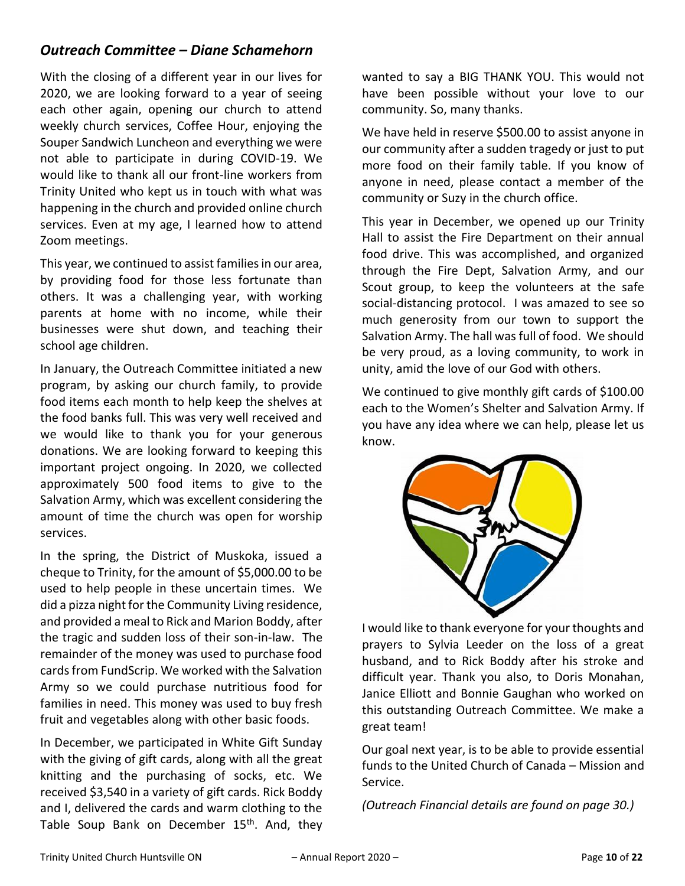## *Outreach Committee – Diane Schamehorn*

With the closing of a different year in our lives for 2020, we are looking forward to a year of seeing each other again, opening our church to attend weekly church services, Coffee Hour, enjoying the Souper Sandwich Luncheon and everything we were not able to participate in during COVID-19. We would like to thank all our front-line workers from Trinity United who kept us in touch with what was happening in the church and provided online church services. Even at my age, I learned how to attend Zoom meetings.

This year, we continued to assist families in our area, by providing food for those less fortunate than others. It was a challenging year, with working parents at home with no income, while their businesses were shut down, and teaching their school age children.

In January, the Outreach Committee initiated a new program, by asking our church family, to provide food items each month to help keep the shelves at the food banks full. This was very well received and we would like to thank you for your generous donations. We are looking forward to keeping this important project ongoing. In 2020, we collected approximately 500 food items to give to the Salvation Army, which was excellent considering the amount of time the church was open for worship services.

In the spring, the District of Muskoka, issued a cheque to Trinity, for the amount of $5,000.00 to be used to help people in these uncertain times. We did a pizza night for the Community Living residence, and provided a meal to Rick and Marion Boddy, after the tragic and sudden loss of their son-in-law. The remainder of the money was used to purchase food cards from FundScrip. We worked with the Salvation Army so we could purchase nutritious food for families in need. This money was used to buy fresh fruit and vegetables along with other basic foods.

In December, we participated in White Gift Sunday with the giving of gift cards, along with all the great knitting and the purchasing of socks, etc. We received $3,540 in a variety of gift cards. Rick Boddy and I, delivered the cards and warm clothing to the Table Soup Bank on December 15th. And, they wanted to say a BIG THANK YOU. This would not have been possible without your love to our community. So, many thanks.

We have held in reserve $500.00 to assist anyone in our community after a sudden tragedy or just to put more food on their family table. If you know of anyone in need, please contact a member of the community or Suzy in the church office.

This year in December, we opened up our Trinity Hall to assist the Fire Department on their annual food drive. This was accomplished, and organized through the Fire Dept, Salvation Army, and our Scout group, to keep the volunteers at the safe social-distancing protocol. I was amazed to see so much generosity from our town to support the Salvation Army. The hall was full of food. We should be very proud, as a loving community, to work in unity, amid the love of our God with others.

We continued to give monthly gift cards of $100.00 each to the Women's Shelter and Salvation Army. If you have any idea where we can help, please let us know.

I would like to thank everyone for your thoughts and prayers to Sylvia Leeder on the loss of a great husband, and to Rick Boddy after his stroke and difficult year. Thank you also, to Doris Monahan, Janice Elliott and Bonnie Gaughan who worked on this outstanding Outreach Committee. We make a great team!

Our goal next year, is to be able to provide essential funds to the United Church of Canada – Mission and Service.

*(Outreach Financial details are found on page 30.)*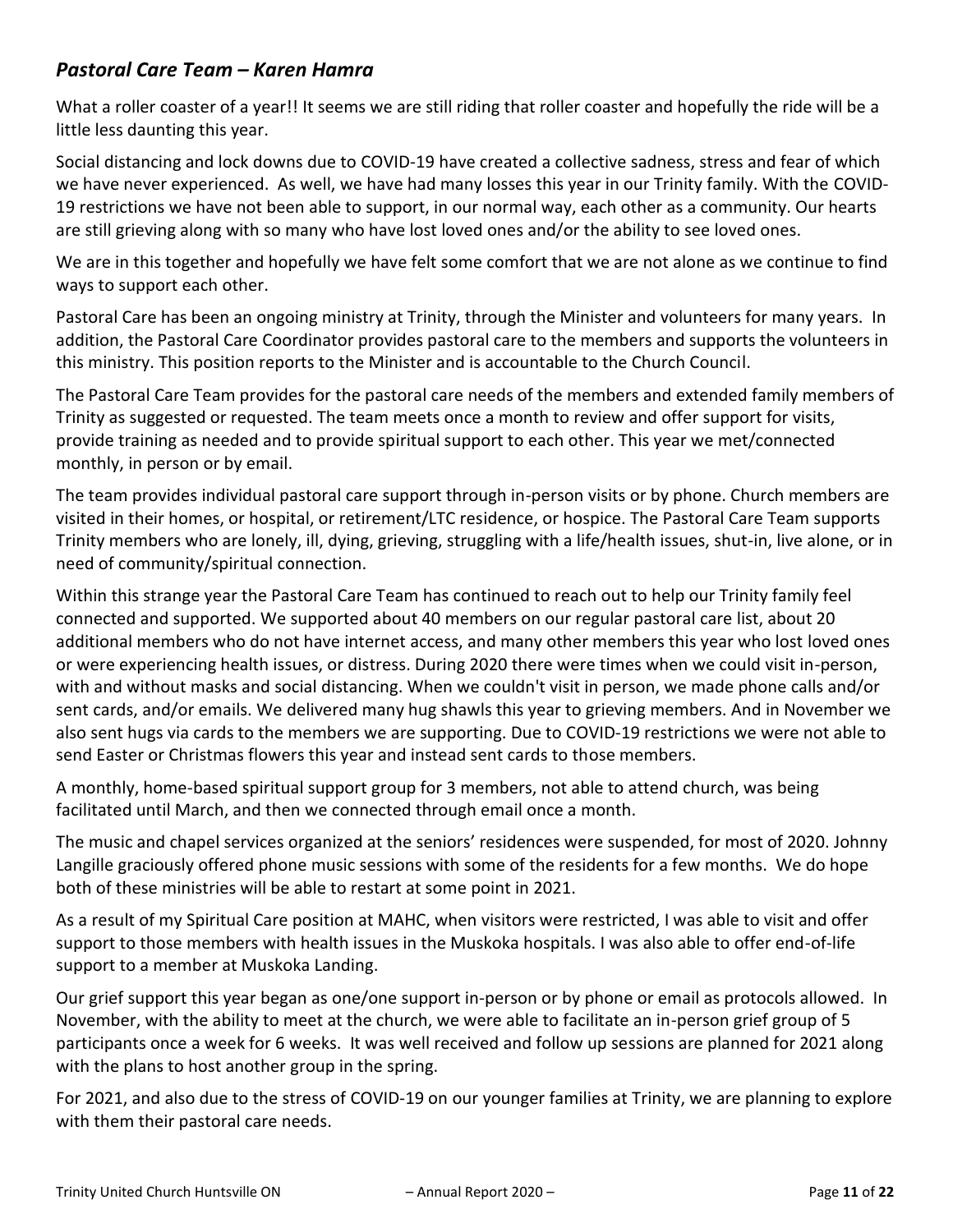## *Pastoral Care Team – Karen Hamra*

What a roller coaster of a year!! It seems we are still riding that roller coaster and hopefully the ride will be a little less daunting this year.

Social distancing and lock downs due to COVID-19 have created a collective sadness, stress and fear of which we have never experienced. As well, we have had many losses this year in our Trinity family. With the COVID-19 restrictions we have not been able to support, in our normal way, each other as a community. Our hearts are still grieving along with so many who have lost loved ones and/or the ability to see loved ones.

We are in this together and hopefully we have felt some comfort that we are not alone as we continue to find ways to support each other.

Pastoral Care has been an ongoing ministry at Trinity, through the Minister and volunteers for many years. In addition, the Pastoral Care Coordinator provides pastoral care to the members and supports the volunteers in this ministry. This position reports to the Minister and is accountable to the Church Council.

The Pastoral Care Team provides for the pastoral care needs of the members and extended family members of Trinity as suggested or requested. The team meets once a month to review and offer support for visits, provide training as needed and to provide spiritual support to each other. This year we met/connected monthly, in person or by email.

The team provides individual pastoral care support through in-person visits or by phone. Church members are visited in their homes, or hospital, or retirement/LTC residence, or hospice. The Pastoral Care Team supports Trinity members who are lonely, ill, dying, grieving, struggling with a life/health issues, shut-in, live alone, or in need of community/spiritual connection.

Within this strange year the Pastoral Care Team has continued to reach out to help our Trinity family feel connected and supported. We supported about 40 members on our regular pastoral care list, about 20 additional members who do not have internet access, and many other members this year who lost loved ones or were experiencing health issues, or distress. During 2020 there were times when we could visit in-person, with and without masks and social distancing. When we couldn't visit in person, we made phone calls and/or sent cards, and/or emails. We delivered many hug shawls this year to grieving members. And in November we also sent hugs via cards to the members we are supporting. Due to COVID-19 restrictions we were not able to send Easter or Christmas flowers this year and instead sent cards to those members.

A monthly, home-based spiritual support group for 3 members, not able to attend church, was being facilitated until March, and then we connected through email once a month.

The music and chapel services organized at the seniors' residences were suspended, for most of 2020. Johnny Langille graciously offered phone music sessions with some of the residents for a few months. We do hope both of these ministries will be able to restart at some point in 2021.

As a result of my Spiritual Care position at MAHC, when visitors were restricted, I was able to visit and offer support to those members with health issues in the Muskoka hospitals. I was also able to offer end-of-life support to a member at Muskoka Landing.

Our grief support this year began as one/one support in-person or by phone or email as protocols allowed. In November, with the ability to meet at the church, we were able to facilitate an in-person grief group of 5 participants once a week for 6 weeks. It was well received and follow up sessions are planned for 2021 along with the plans to host another group in the spring.

For 2021, and also due to the stress of COVID-19 on our younger families at Trinity, we are planning to explore with them their pastoral care needs.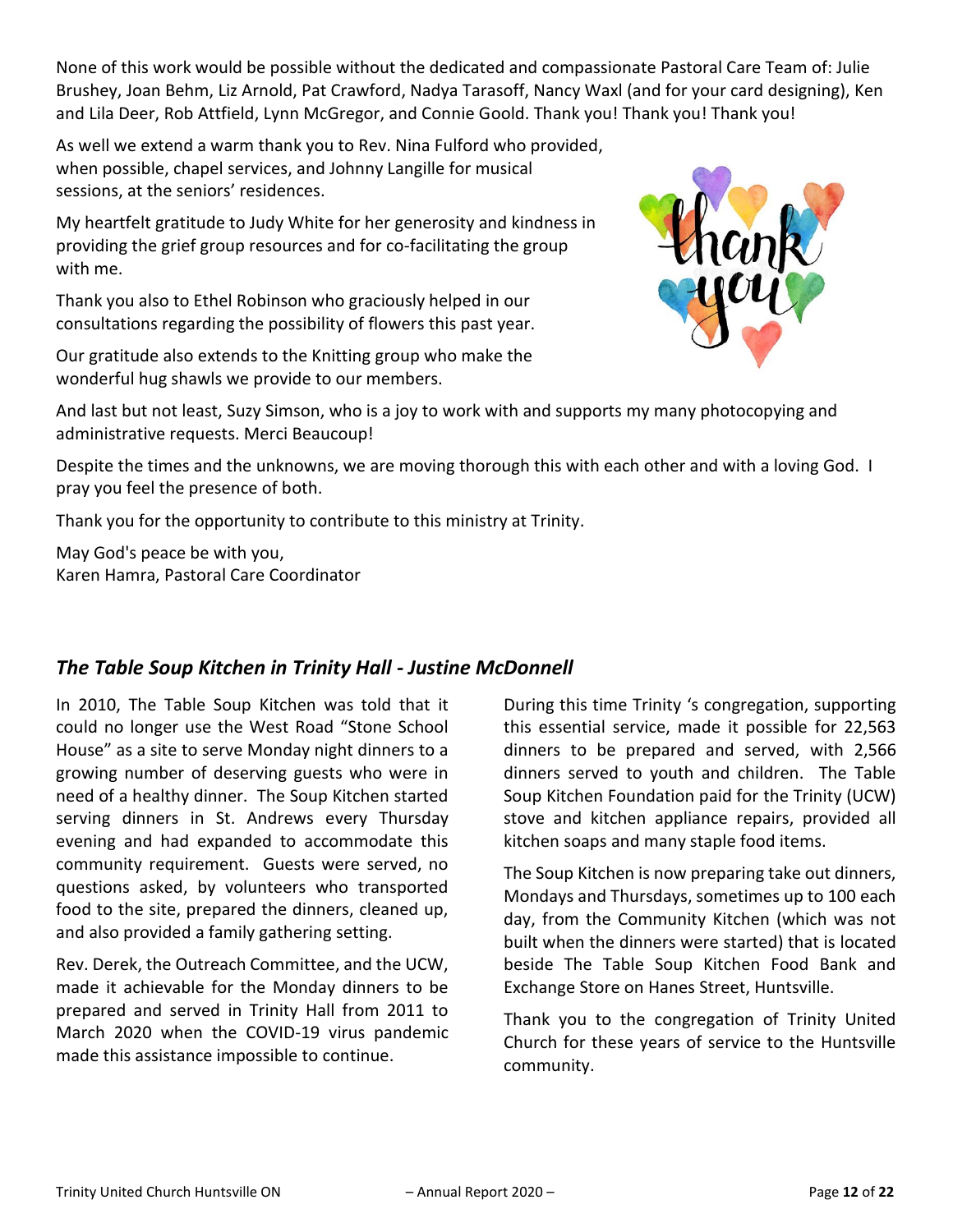None of this work would be possible without the dedicated and compassionate Pastoral Care Team of: Julie Brushey, Joan Behm, Liz Arnold, Pat Crawford, Nadya Tarasoff, Nancy Waxl (and for your card designing), Ken and Lila Deer, Rob Attfield, Lynn McGregor, and Connie Goold. Thank you! Thank you! Thank you!

As well we extend a warm thank you to Rev. Nina Fulford who provided, when possible, chapel services, and Johnny Langille for musical sessions, at the seniors' residences.

My heartfelt gratitude to Judy White for her generosity and kindness in providing the grief group resources and for co-facilitating the group with me.

Thank you also to Ethel Robinson who graciously helped in our consultations regarding the possibility of flowers this past year.

Our gratitude also extends to the Knitting group who make the wonderful hug shawls we provide to our members.

And last but not least, Suzy Simson, who is a joy to work with and supports my many photocopying and administrative requests. Merci Beaucoup!

Despite the times and the unknowns, we are moving thorough this with each other and with a loving God. I pray you feel the presence of both.

Thank you for the opportunity to contribute to this ministry at Trinity.

May God's peace be with you,
Karen Hamra, Pastoral Care Coordinator

## *The Table Soup Kitchen in Trinity Hall - Justine McDonnell*

In 2010, The Table Soup Kitchen was told that it could no longer use the West Road "Stone School House" as a site to serve Monday night dinners to a growing number of deserving guests who were in need of a healthy dinner. The Soup Kitchen started serving dinners in St. Andrews every Thursday evening and had expanded to accommodate this community requirement. Guests were served, no questions asked, by volunteers who transported food to the site, prepared the dinners, cleaned up, and also provided a family gathering setting.

Rev. Derek, the Outreach Committee, and the UCW, made it achievable for the Monday dinners to be prepared and served in Trinity Hall from 2011 to March 2020 when the COVID-19 virus pandemic made this assistance impossible to continue.

During this time Trinity 's congregation, supporting this essential service, made it possible for 22,563 dinners to be prepared and served, with 2,566 dinners served to youth and children. The Table Soup Kitchen Foundation paid for the Trinity (UCW) stove and kitchen appliance repairs, provided all kitchen soaps and many staple food items.

The Soup Kitchen is now preparing take out dinners, Mondays and Thursdays, sometimes up to 100 each day, from the Community Kitchen (which was not built when the dinners were started) that is located beside The Table Soup Kitchen Food Bank and Exchange Store on Hanes Street, Huntsville.

Thank you to the congregation of Trinity United Church for these years of service to the Huntsville community.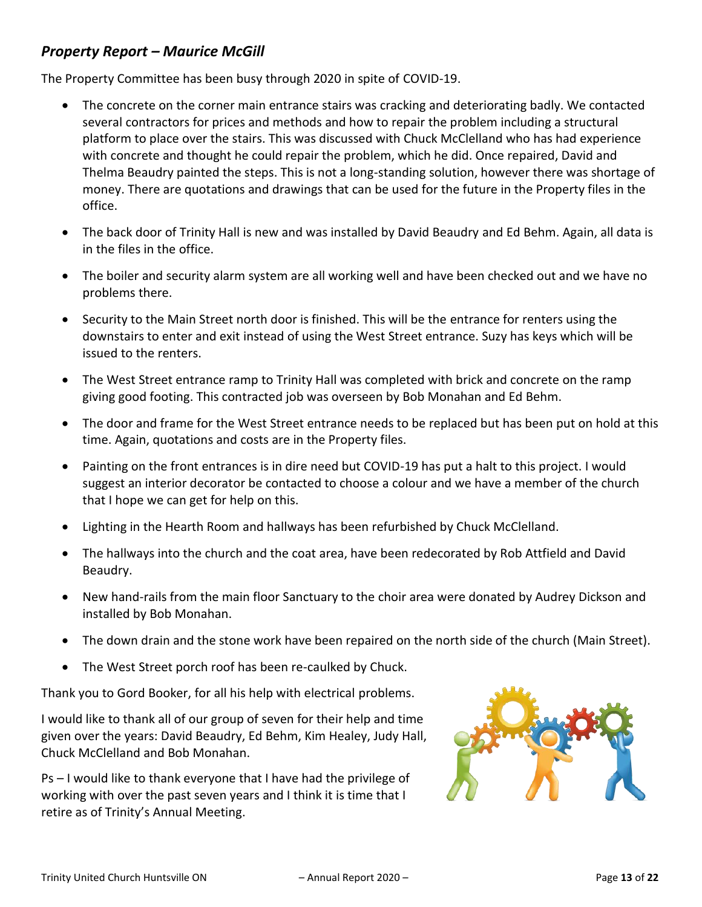## *Property Report – Maurice McGill*

The Property Committee has been busy through 2020 in spite of COVID-19.

- The concrete on the corner main entrance stairs was cracking and deteriorating badly. We contacted several contractors for prices and methods and how to repair the problem including a structural platform to place over the stairs. This was discussed with Chuck McClelland who has had experience with concrete and thought he could repair the problem, which he did. Once repaired, David and Thelma Beaudry painted the steps. This is not a long-standing solution, however there was shortage of money. There are quotations and drawings that can be used for the future in the Property files in the office.
- The back door of Trinity Hall is new and was installed by David Beaudry and Ed Behm. Again, all data is in the files in the office.
- The boiler and security alarm system are all working well and have been checked out and we have no problems there.
- Security to the Main Street north door is finished. This will be the entrance for renters using the downstairs to enter and exit instead of using the West Street entrance. Suzy has keys which will be issued to the renters.
- The West Street entrance ramp to Trinity Hall was completed with brick and concrete on the ramp giving good footing. This contracted job was overseen by Bob Monahan and Ed Behm.
- The door and frame for the West Street entrance needs to be replaced but has been put on hold at this time. Again, quotations and costs are in the Property files.
- Painting on the front entrances is in dire need but COVID-19 has put a halt to this project. I would suggest an interior decorator be contacted to choose a colour and we have a member of the church that I hope we can get for help on this.
- Lighting in the Hearth Room and hallways has been refurbished by Chuck McClelland.
- The hallways into the church and the coat area, have been redecorated by Rob Attfield and David Beaudry.
- New hand-rails from the main floor Sanctuary to the choir area were donated by Audrey Dickson and installed by Bob Monahan.
- The down drain and the stone work have been repaired on the north side of the church (Main Street).
- The West Street porch roof has been re-caulked by Chuck.

Thank you to Gord Booker, for all his help with electrical problems.

I would like to thank all of our group of seven for their help and time given over the years: David Beaudry, Ed Behm, Kim Healey, Judy Hall, Chuck McClelland and Bob Monahan.

Ps – I would like to thank everyone that I have had the privilege of working with over the past seven years and I think it is time that I retire as of Trinity's Annual Meeting.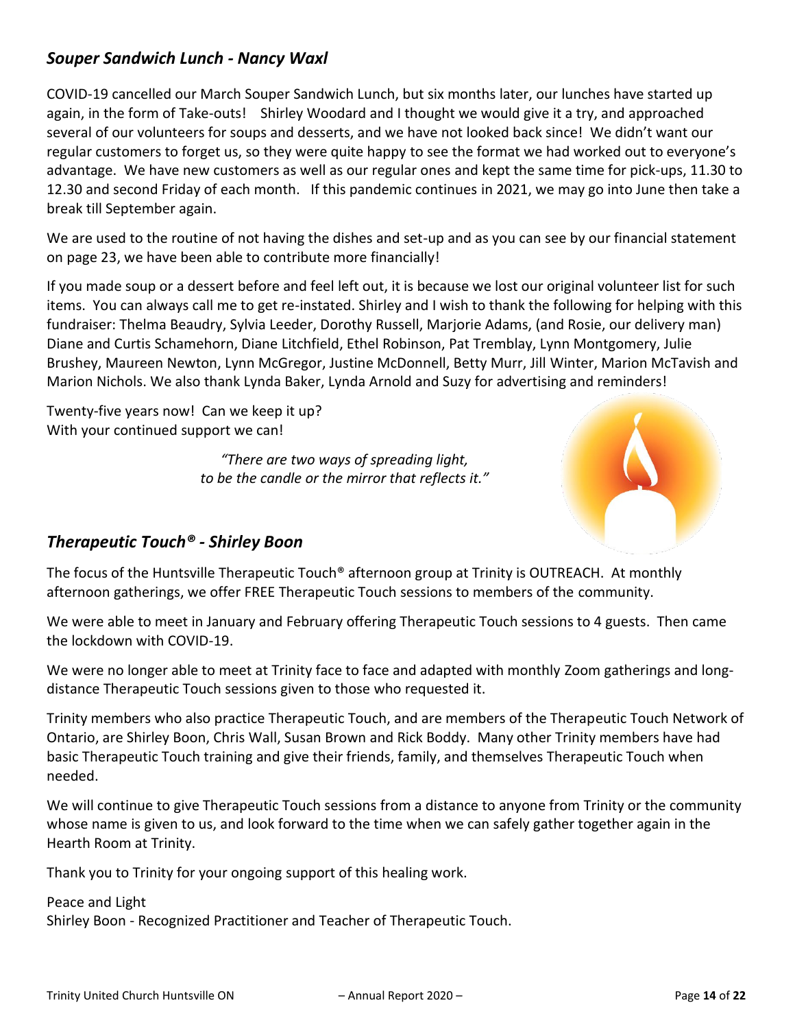## *Souper Sandwich Lunch - Nancy Waxl*

COVID-19 cancelled our March Souper Sandwich Lunch, but six months later, our lunches have started up again, in the form of Take-outs! Shirley Woodard and I thought we would give it a try, and approached several of our volunteers for soups and desserts, and we have not looked back since! We didn't want our regular customers to forget us, so they were quite happy to see the format we had worked out to everyone's advantage. We have new customers as well as our regular ones and kept the same time for pick-ups, 11.30 to 12.30 and second Friday of each month. If this pandemic continues in 2021, we may go into June then take a break till September again.

We are used to the routine of not having the dishes and set-up and as you can see by our financial statement on page 23, we have been able to contribute more financially!

If you made soup or a dessert before and feel left out, it is because we lost our original volunteer list for such items. You can always call me to get re-instated. Shirley and I wish to thank the following for helping with this fundraiser: Thelma Beaudry, Sylvia Leeder, Dorothy Russell, Marjorie Adams, (and Rosie, our delivery man) Diane and Curtis Schamehorn, Diane Litchfield, Ethel Robinson, Pat Tremblay, Lynn Montgomery, Julie Brushey, Maureen Newton, Lynn McGregor, Justine McDonnell, Betty Murr, Jill Winter, Marion McTavish and Marion Nichols. We also thank Lynda Baker, Lynda Arnold and Suzy for advertising and reminders!

Twenty-five years now! Can we keep it up?
With your continued support we can!

*"There are two ways of spreading light,*
*to be the candle or the mirror that reflects it."*

## *Therapeutic Touch® - Shirley Boon*

The focus of the Huntsville Therapeutic Touch® afternoon group at Trinity is OUTREACH. At monthly afternoon gatherings, we offer FREE Therapeutic Touch sessions to members of the community.

We were able to meet in January and February offering Therapeutic Touch sessions to 4 guests. Then came the lockdown with COVID-19.

We were no longer able to meet at Trinity face to face and adapted with monthly Zoom gatherings and long-distance Therapeutic Touch sessions given to those who requested it.

Trinity members who also practice Therapeutic Touch, and are members of the Therapeutic Touch Network of Ontario, are Shirley Boon, Chris Wall, Susan Brown and Rick Boddy. Many other Trinity members have had basic Therapeutic Touch training and give their friends, family, and themselves Therapeutic Touch when needed.

We will continue to give Therapeutic Touch sessions from a distance to anyone from Trinity or the community whose name is given to us, and look forward to the time when we can safely gather together again in the Hearth Room at Trinity.

Thank you to Trinity for your ongoing support of this healing work.

Peace and Light
Shirley Boon - Recognized Practitioner and Teacher of Therapeutic Touch.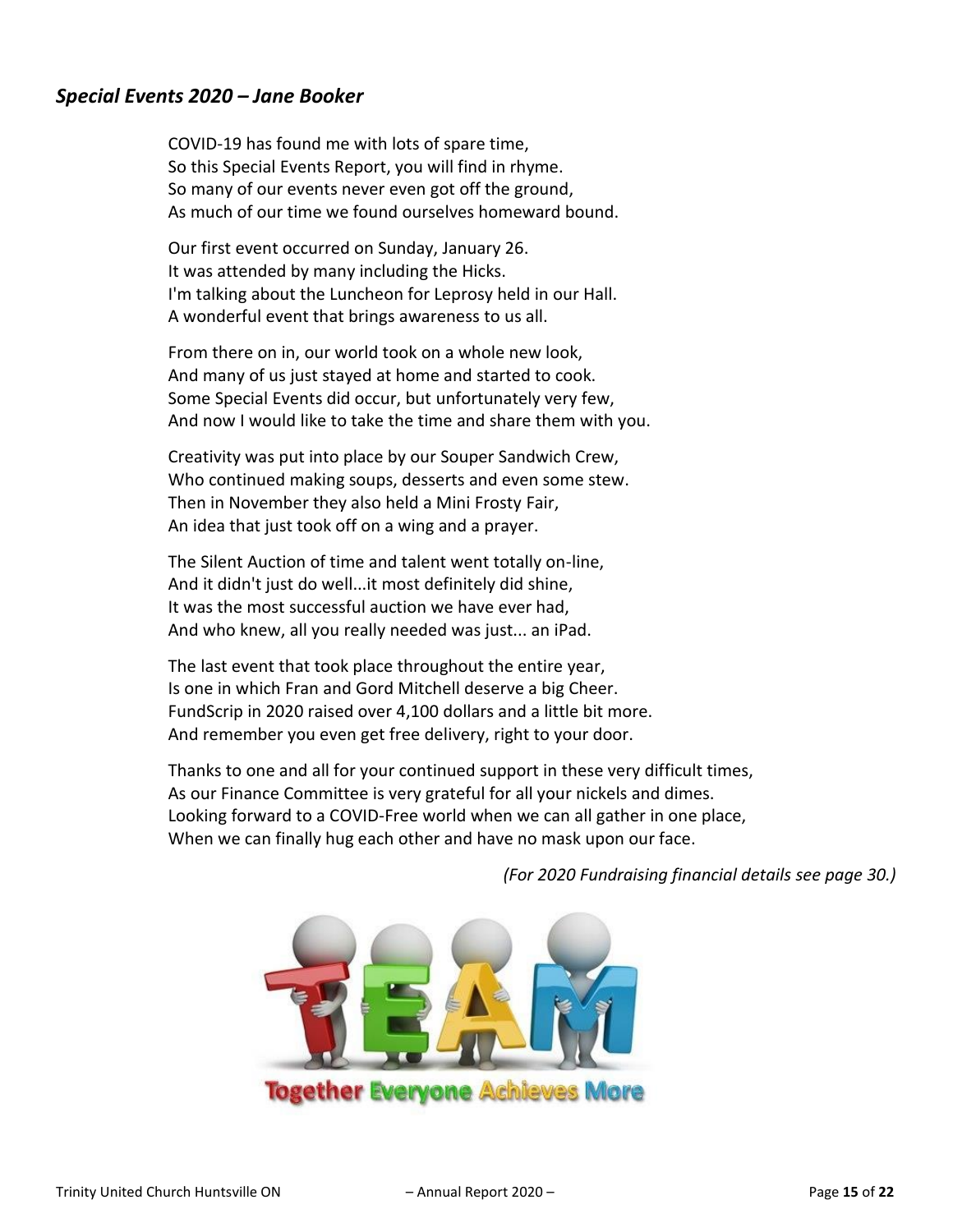### *Special Events 2020 – Jane Booker*

COVID-19 has found me with lots of spare time,
So this Special Events Report, you will find in rhyme.
So many of our events never even got off the ground,
As much of our time we found ourselves homeward bound.

Our first event occurred on Sunday, January 26.
It was attended by many including the Hicks.
I'm talking about the Luncheon for Leprosy held in our Hall.
A wonderful event that brings awareness to us all.

From there on in, our world took on a whole new look,
And many of us just stayed at home and started to cook.
Some Special Events did occur, but unfortunately very few,
And now I would like to take the time and share them with you.

Creativity was put into place by our Souper Sandwich Crew,
Who continued making soups, desserts and even some stew.
Then in November they also held a Mini Frosty Fair,
An idea that just took off on a wing and a prayer.

The Silent Auction of time and talent went totally on-line,
And it didn't just do well...it most definitely did shine,
It was the most successful auction we have ever had,
And who knew, all you really needed was just... an iPad.

The last event that took place throughout the entire year,
Is one in which Fran and Gord Mitchell deserve a big Cheer.
FundScrip in 2020 raised over 4,100 dollars and a little bit more.
And remember you even get free delivery, right to your door.

Thanks to one and all for your continued support in these very difficult times,
As our Finance Committee is very grateful for all your nickels and dimes.
Looking forward to a COVID-Free world when we can all gather in one place,
When we can finally hug each other and have no mask upon our face.

*(For 2020 Fundraising financial details see page 30.)*

Together Everyone Achieves More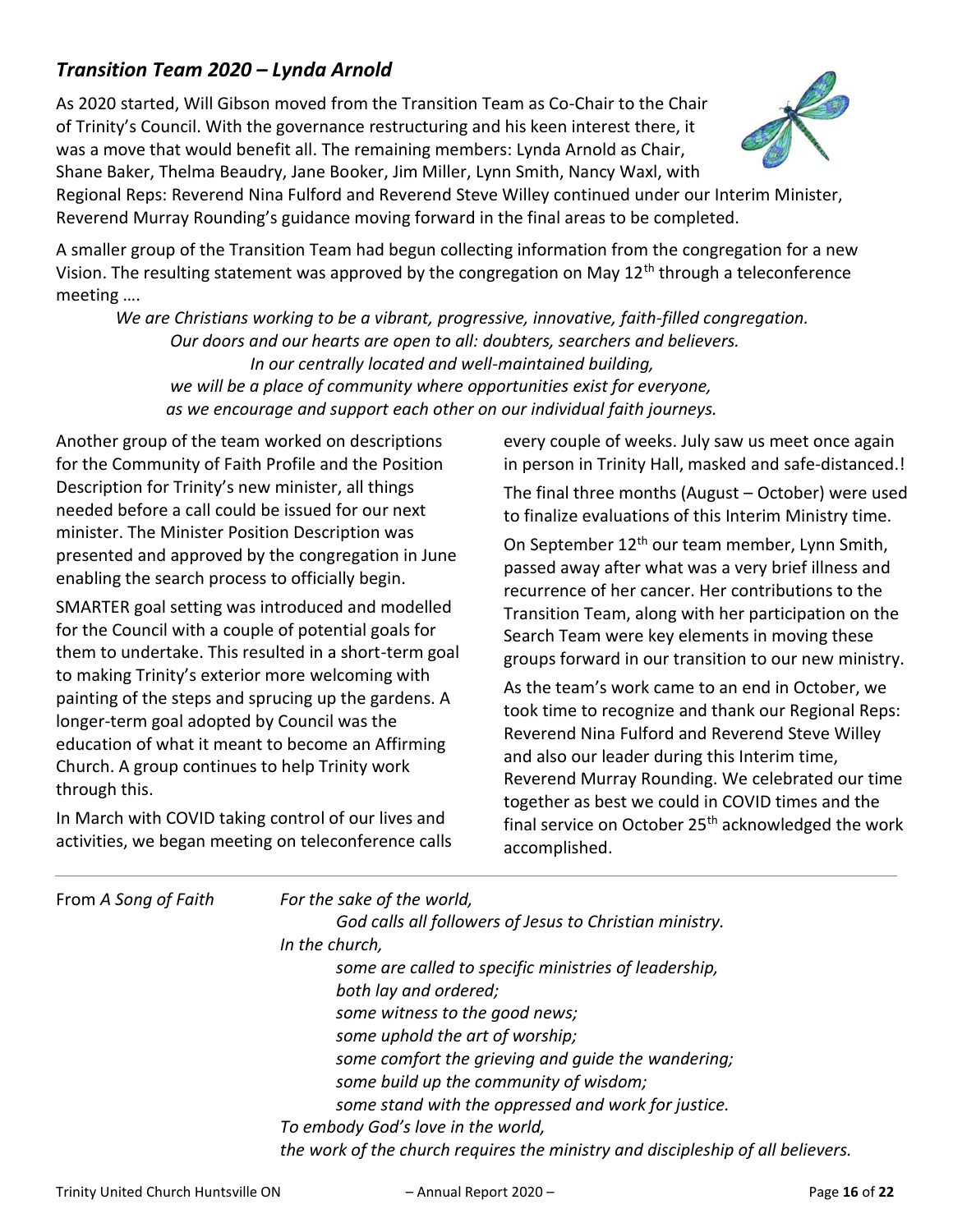## *Transition Team 2020 – Lynda Arnold*

As 2020 started, Will Gibson moved from the Transition Team as Co-Chair to the Chair of Trinity's Council. With the governance restructuring and his keen interest there, it was a move that would benefit all. The remaining members: Lynda Arnold as Chair, Shane Baker, Thelma Beaudry, Jane Booker, Jim Miller, Lynn Smith, Nancy Waxl, with Regional Reps: Reverend Nina Fulford and Reverend Steve Willey continued under our Interim Minister, Reverend Murray Rounding's guidance moving forward in the final areas to be completed.

A smaller group of the Transition Team had begun collecting information from the congregation for a new Vision. The resulting statement was approved by the congregation on May 12th through a teleconference meeting ….

*We are Christians working to be a vibrant, progressive, innovative, faith-filled congregation.*
*Our doors and our hearts are open to all: doubters, searchers and believers.*
*In our centrally located and well-maintained building,*
*we will be a place of community where opportunities exist for everyone,*
*as we encourage and support each other on our individual faith journeys.*

Another group of the team worked on descriptions for the Community of Faith Profile and the Position Description for Trinity's new minister, all things needed before a call could be issued for our next minister. The Minister Position Description was presented and approved by the congregation in June enabling the search process to officially begin.

SMARTER goal setting was introduced and modelled for the Council with a couple of potential goals for them to undertake. This resulted in a short-term goal to making Trinity's exterior more welcoming with painting of the steps and sprucing up the gardens. A longer-term goal adopted by Council was the education of what it meant to become an Affirming Church. A group continues to help Trinity work through this.

In March with COVID taking control of our lives and activities, we began meeting on teleconference calls every couple of weeks. July saw us meet once again in person in Trinity Hall, masked and safe-distanced.!

The final three months (August – October) were used to finalize evaluations of this Interim Ministry time.

On September 12th our team member, Lynn Smith, passed away after what was a very brief illness and recurrence of her cancer. Her contributions to the Transition Team, along with her participation on the Search Team were key elements in moving these groups forward in our transition to our new ministry.

As the team's work came to an end in October, we took time to recognize and thank our Regional Reps: Reverend Nina Fulford and Reverend Steve Willey and also our leader during this Interim time, Reverend Murray Rounding. We celebrated our time together as best we could in COVID times and the final service on October 25th acknowledged the work accomplished.

---

From *A Song of Faith*

*For the sake of the world,*
*God calls all followers of Jesus to Christian ministry.*
*In the church,*
*some are called to specific ministries of leadership,*
*both lay and ordered;*
*some witness to the good news;*
*some uphold the art of worship;*
*some comfort the grieving and guide the wandering;*
*some build up the community of wisdom;*
*some stand with the oppressed and work for justice.*
*To embody God's love in the world,*
*the work of the church requires the ministry and discipleship of all believers.*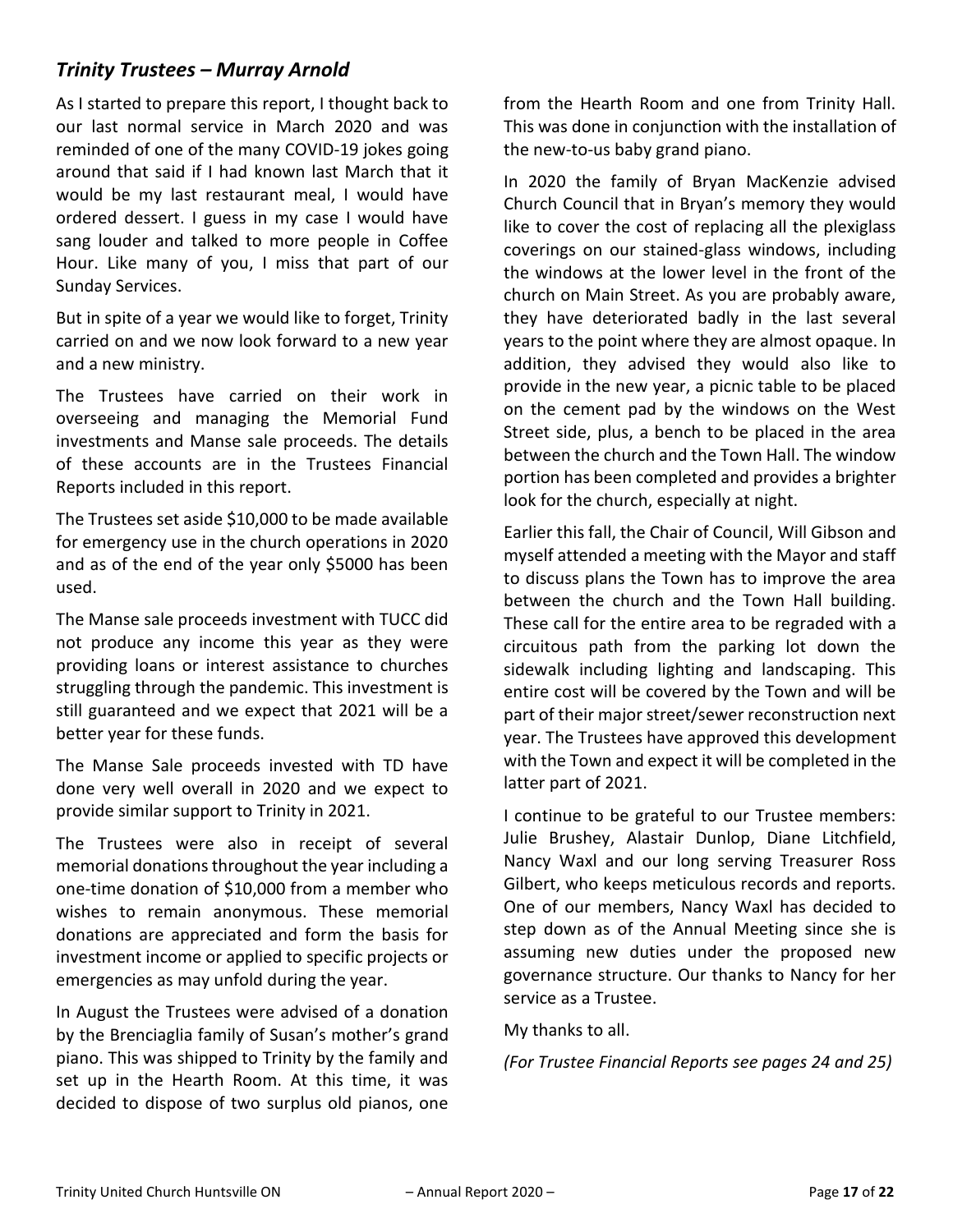## *Trinity Trustees – Murray Arnold*

As I started to prepare this report, I thought back to our last normal service in March 2020 and was reminded of one of the many COVID-19 jokes going around that said if I had known last March that it would be my last restaurant meal, I would have ordered dessert. I guess in my case I would have sang louder and talked to more people in Coffee Hour. Like many of you, I miss that part of our Sunday Services.

But in spite of a year we would like to forget, Trinity carried on and we now look forward to a new year and a new ministry.

The Trustees have carried on their work in overseeing and managing the Memorial Fund investments and Manse sale proceeds. The details of these accounts are in the Trustees Financial Reports included in this report.

The Trustees set aside $10,000 to be made available for emergency use in the church operations in 2020 and as of the end of the year only $5000 has been used.

The Manse sale proceeds investment with TUCC did not produce any income this year as they were providing loans or interest assistance to churches struggling through the pandemic. This investment is still guaranteed and we expect that 2021 will be a better year for these funds.

The Manse Sale proceeds invested with TD have done very well overall in 2020 and we expect to provide similar support to Trinity in 2021.

The Trustees were also in receipt of several memorial donations throughout the year including a one-time donation of $10,000 from a member who wishes to remain anonymous. These memorial donations are appreciated and form the basis for investment income or applied to specific projects or emergencies as may unfold during the year.

In August the Trustees were advised of a donation by the Brenciaglia family of Susan's mother's grand piano. This was shipped to Trinity by the family and set up in the Hearth Room. At this time, it was decided to dispose of two surplus old pianos, one from the Hearth Room and one from Trinity Hall. This was done in conjunction with the installation of the new-to-us baby grand piano.

In 2020 the family of Bryan MacKenzie advised Church Council that in Bryan's memory they would like to cover the cost of replacing all the plexiglass coverings on our stained-glass windows, including the windows at the lower level in the front of the church on Main Street. As you are probably aware, they have deteriorated badly in the last several years to the point where they are almost opaque. In addition, they advised they would also like to provide in the new year, a picnic table to be placed on the cement pad by the windows on the West Street side, plus, a bench to be placed in the area between the church and the Town Hall. The window portion has been completed and provides a brighter look for the church, especially at night.

Earlier this fall, the Chair of Council, Will Gibson and myself attended a meeting with the Mayor and staff to discuss plans the Town has to improve the area between the church and the Town Hall building. These call for the entire area to be regraded with a circuitous path from the parking lot down the sidewalk including lighting and landscaping. This entire cost will be covered by the Town and will be part of their major street/sewer reconstruction next year. The Trustees have approved this development with the Town and expect it will be completed in the latter part of 2021.

I continue to be grateful to our Trustee members: Julie Brushey, Alastair Dunlop, Diane Litchfield, Nancy Waxl and our long serving Treasurer Ross Gilbert, who keeps meticulous records and reports. One of our members, Nancy Waxl has decided to step down as of the Annual Meeting since she is assuming new duties under the proposed new governance structure. Our thanks to Nancy for her service as a Trustee.

My thanks to all.

*(For Trustee Financial Reports see pages 24 and 25)*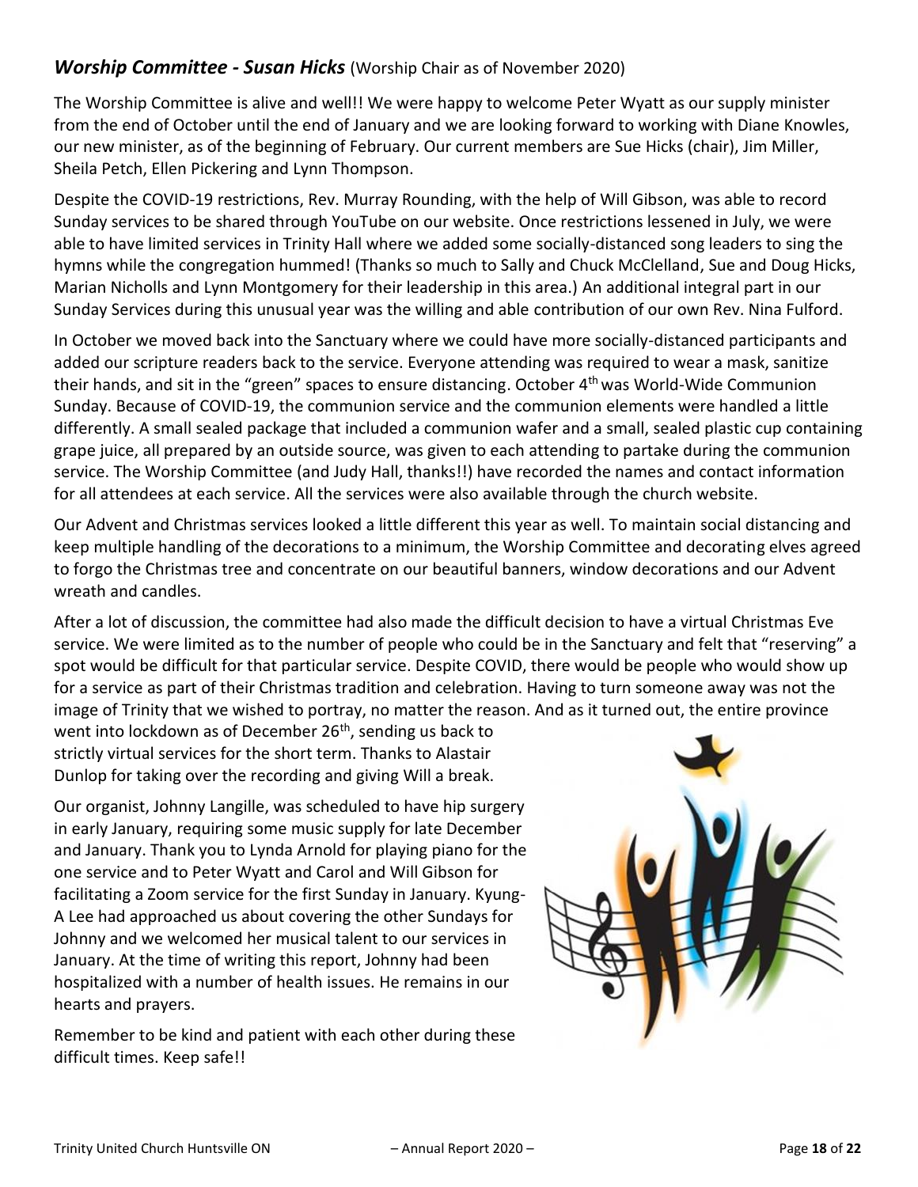## ***Worship Committee - Susan Hicks*** (Worship Chair as of November 2020)

The Worship Committee is alive and well!! We were happy to welcome Peter Wyatt as our supply minister from the end of October until the end of January and we are looking forward to working with Diane Knowles, our new minister, as of the beginning of February. Our current members are Sue Hicks (chair), Jim Miller, Sheila Petch, Ellen Pickering and Lynn Thompson.

Despite the COVID-19 restrictions, Rev. Murray Rounding, with the help of Will Gibson, was able to record Sunday services to be shared through YouTube on our website. Once restrictions lessened in July, we were able to have limited services in Trinity Hall where we added some socially-distanced song leaders to sing the hymns while the congregation hummed! (Thanks so much to Sally and Chuck McClelland, Sue and Doug Hicks, Marian Nicholls and Lynn Montgomery for their leadership in this area.) An additional integral part in our Sunday Services during this unusual year was the willing and able contribution of our own Rev. Nina Fulford.

In October we moved back into the Sanctuary where we could have more socially-distanced participants and added our scripture readers back to the service. Everyone attending was required to wear a mask, sanitize their hands, and sit in the "green" spaces to ensure distancing. October 4th was World-Wide Communion Sunday. Because of COVID-19, the communion service and the communion elements were handled a little differently. A small sealed package that included a communion wafer and a small, sealed plastic cup containing grape juice, all prepared by an outside source, was given to each attending to partake during the communion service. The Worship Committee (and Judy Hall, thanks!!) have recorded the names and contact information for all attendees at each service. All the services were also available through the church website.

Our Advent and Christmas services looked a little different this year as well. To maintain social distancing and keep multiple handling of the decorations to a minimum, the Worship Committee and decorating elves agreed to forgo the Christmas tree and concentrate on our beautiful banners, window decorations and our Advent wreath and candles.

After a lot of discussion, the committee had also made the difficult decision to have a virtual Christmas Eve service. We were limited as to the number of people who could be in the Sanctuary and felt that "reserving" a spot would be difficult for that particular service. Despite COVID, there would be people who would show up for a service as part of their Christmas tradition and celebration. Having to turn someone away was not the image of Trinity that we wished to portray, no matter the reason. And as it turned out, the entire province went into lockdown as of December 26th, sending us back to strictly virtual services for the short term. Thanks to Alastair Dunlop for taking over the recording and giving Will a break.

Our organist, Johnny Langille, was scheduled to have hip surgery in early January, requiring some music supply for late December and January. Thank you to Lynda Arnold for playing piano for the one service and to Peter Wyatt and Carol and Will Gibson for facilitating a Zoom service for the first Sunday in January. Kyung-A Lee had approached us about covering the other Sundays for Johnny and we welcomed her musical talent to our services in January. At the time of writing this report, Johnny had been hospitalized with a number of health issues. He remains in our hearts and prayers.

Remember to be kind and patient with each other during these difficult times. Keep safe!!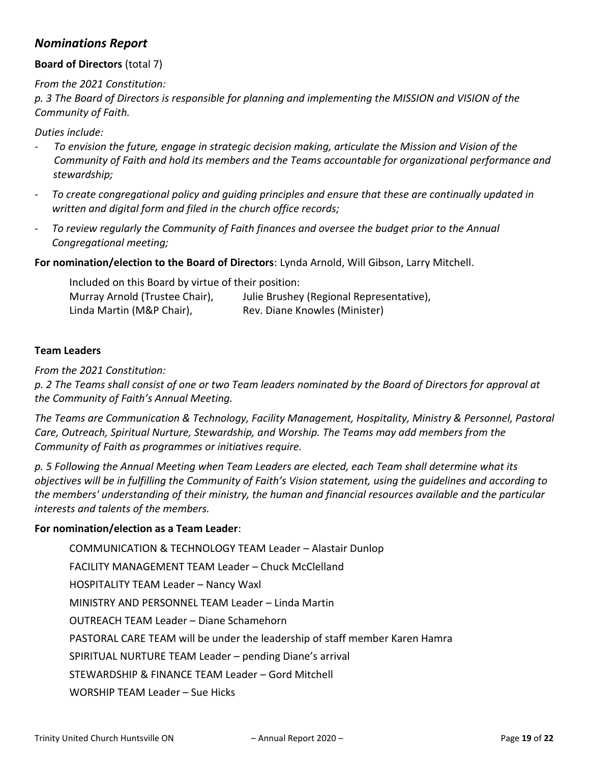## *Nominations Report*

**Board of Directors** (total 7)

*From the 2021 Constitution:*

*p. 3 The Board of Directors is responsible for planning and implementing the MISSION and VISION of the Community of Faith.*

*Duties include:*

- *To envision the future, engage in strategic decision making, articulate the Mission and Vision of the Community of Faith and hold its members and the Teams accountable for organizational performance and stewardship;*
- *To create congregational policy and guiding principles and ensure that these are continually updated in written and digital form and filed in the church office records;*
- *To review regularly the Community of Faith finances and oversee the budget prior to the Annual Congregational meeting;*

**For nomination/election to the Board of Directors**: Lynda Arnold, Will Gibson, Larry Mitchell.

Included on this Board by virtue of their position:
Murray Arnold (Trustee Chair), Julie Brushey (Regional Representative),
Linda Martin (M&P Chair), Rev. Diane Knowles (Minister)

**Team Leaders**

*From the 2021 Constitution:*

*p. 2 The Teams shall consist of one or two Team leaders nominated by the Board of Directors for approval at the Community of Faith's Annual Meeting.*

*The Teams are Communication & Technology, Facility Management, Hospitality, Ministry & Personnel, Pastoral Care, Outreach, Spiritual Nurture, Stewardship, and Worship. The Teams may add members from the Community of Faith as programmes or initiatives require.*

*p. 5 Following the Annual Meeting when Team Leaders are elected, each Team shall determine what its objectives will be in fulfilling the Community of Faith's Vision statement, using the guidelines and according to the members' understanding of their ministry, the human and financial resources available and the particular interests and talents of the members.*

**For nomination/election as a Team Leader**:

COMMUNICATION & TECHNOLOGY TEAM Leader – Alastair Dunlop

FACILITY MANAGEMENT TEAM Leader – Chuck McClelland

HOSPITALITY TEAM Leader – Nancy Waxl

MINISTRY AND PERSONNEL TEAM Leader – Linda Martin

OUTREACH TEAM Leader – Diane Schamehorn

PASTORAL CARE TEAM will be under the leadership of staff member Karen Hamra

SPIRITUAL NURTURE TEAM Leader – pending Diane's arrival

STEWARDSHIP & FINANCE TEAM Leader – Gord Mitchell

WORSHIP TEAM Leader – Sue Hicks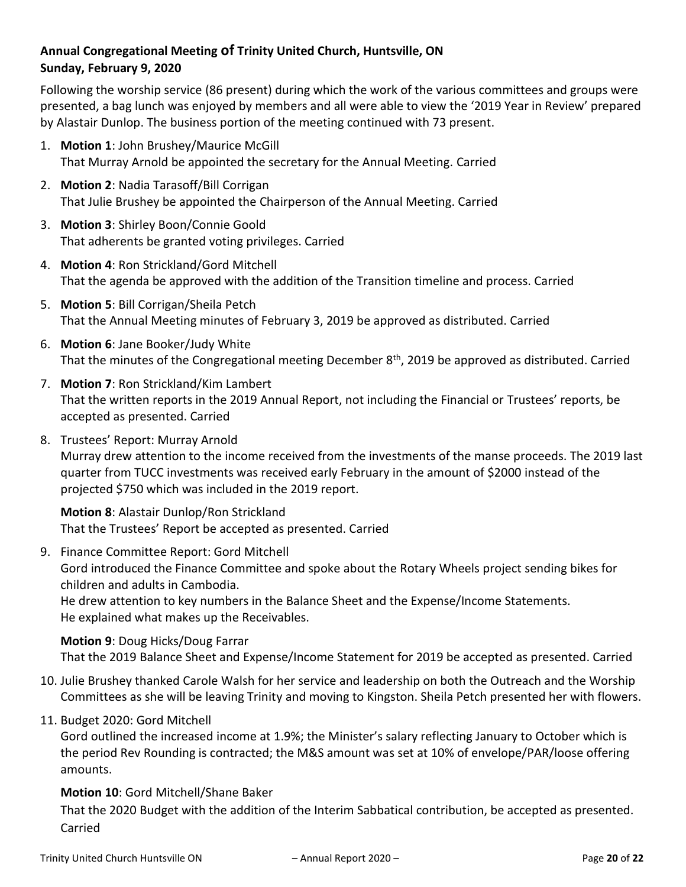**Annual Congregational Meeting of Trinity United Church, Huntsville, ON**
**Sunday, February 9, 2020**

Following the worship service (86 present) during which the work of the various committees and groups were presented, a bag lunch was enjoyed by members and all were able to view the '2019 Year in Review' prepared by Alastair Dunlop. The business portion of the meeting continued with 73 present.

1. **Motion 1**: John Brushey/Maurice McGill
   That Murray Arnold be appointed the secretary for the Annual Meeting. Carried
2. **Motion 2**: Nadia Tarasoff/Bill Corrigan
   That Julie Brushey be appointed the Chairperson of the Annual Meeting. Carried
3. **Motion 3**: Shirley Boon/Connie Goold
   That adherents be granted voting privileges. Carried
4. **Motion 4**: Ron Strickland/Gord Mitchell
   That the agenda be approved with the addition of the Transition timeline and process. Carried
5. **Motion 5**: Bill Corrigan/Sheila Petch
   That the Annual Meeting minutes of February 3, 2019 be approved as distributed. Carried
6. **Motion 6**: Jane Booker/Judy White
   That the minutes of the Congregational meeting December 8th, 2019 be approved as distributed. Carried
7. **Motion 7**: Ron Strickland/Kim Lambert
   That the written reports in the 2019 Annual Report, not including the Financial or Trustees' reports, be accepted as presented. Carried
8. Trustees' Report: Murray Arnold
   Murray drew attention to the income received from the investments of the manse proceeds. The 2019 last quarter from TUCC investments was received early February in the amount of $2000 instead of the projected $750 which was included in the 2019 report.

   **Motion 8**: Alastair Dunlop/Ron Strickland
   That the Trustees' Report be accepted as presented. Carried
9. Finance Committee Report: Gord Mitchell
   Gord introduced the Finance Committee and spoke about the Rotary Wheels project sending bikes for children and adults in Cambodia.
   He drew attention to key numbers in the Balance Sheet and the Expense/Income Statements.
   He explained what makes up the Receivables.

   **Motion 9**: Doug Hicks/Doug Farrar
   That the 2019 Balance Sheet and Expense/Income Statement for 2019 be accepted as presented. Carried
10. Julie Brushey thanked Carole Walsh for her service and leadership on both the Outreach and the Worship Committees as she will be leaving Trinity and moving to Kingston. Sheila Petch presented her with flowers.
11. Budget 2020: Gord Mitchell
    Gord outlined the increased income at 1.9%; the Minister's salary reflecting January to October which is the period Rev Rounding is contracted; the M&S amount was set at 10% of envelope/PAR/loose offering amounts.

    **Motion 10**: Gord Mitchell/Shane Baker
    That the 2020 Budget with the addition of the Interim Sabbatical contribution, be accepted as presented. Carried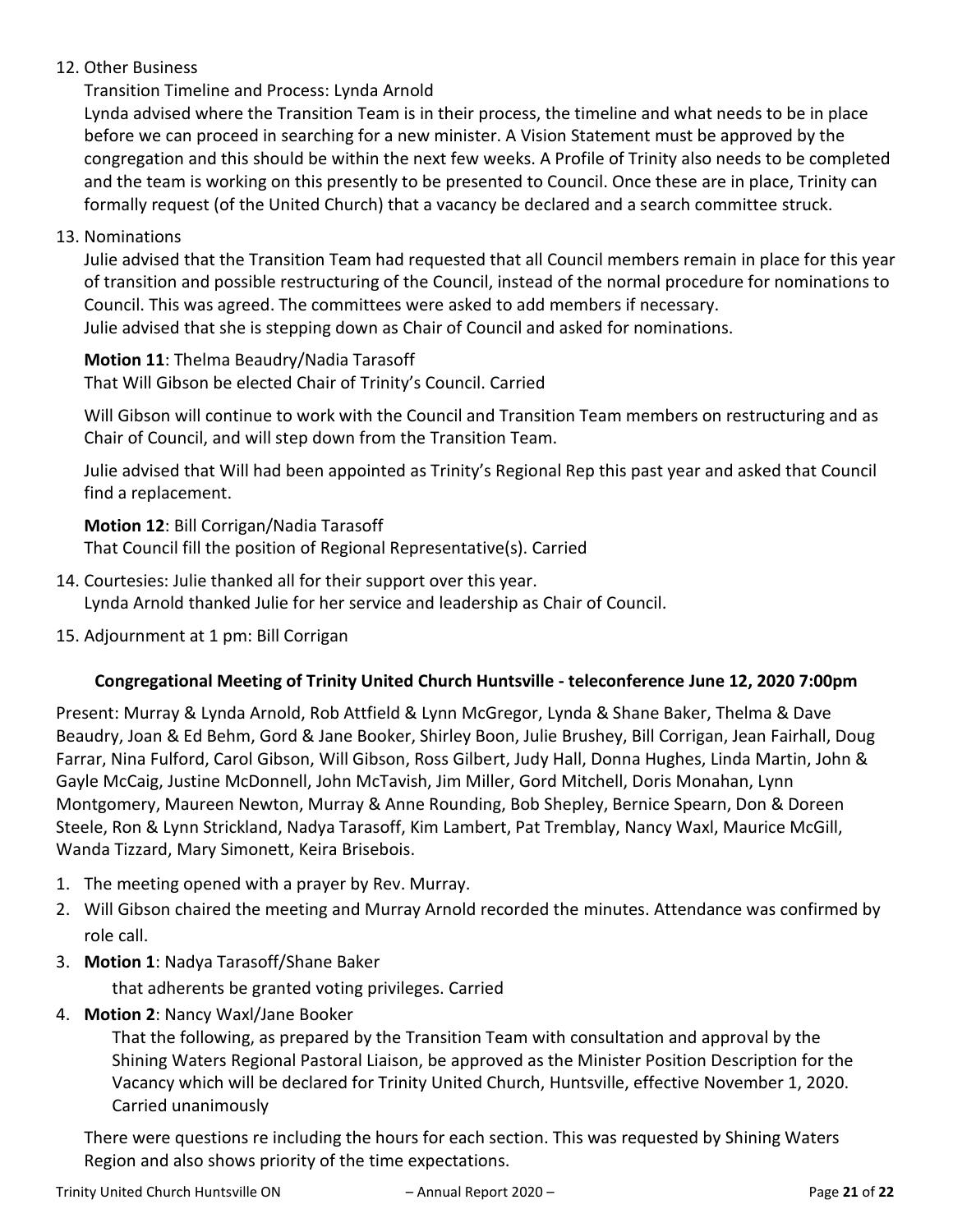12. Other Business

    Transition Timeline and Process: Lynda Arnold

    Lynda advised where the Transition Team is in their process, the timeline and what needs to be in place before we can proceed in searching for a new minister. A Vision Statement must be approved by the congregation and this should be within the next few weeks. A Profile of Trinity also needs to be completed and the team is working on this presently to be presented to Council. Once these are in place, Trinity can formally request (of the United Church) that a vacancy be declared and a search committee struck.

13. Nominations

    Julie advised that the Transition Team had requested that all Council members remain in place for this year of transition and possible restructuring of the Council, instead of the normal procedure for nominations to Council. This was agreed. The committees were asked to add members if necessary.
    Julie advised that she is stepping down as Chair of Council and asked for nominations.

    **Motion 11**: Thelma Beaudry/Nadia Tarasoff
    That Will Gibson be elected Chair of Trinity's Council. Carried

    Will Gibson will continue to work with the Council and Transition Team members on restructuring and as Chair of Council, and will step down from the Transition Team.

    Julie advised that Will had been appointed as Trinity's Regional Rep this past year and asked that Council find a replacement.

    **Motion 12**: Bill Corrigan/Nadia Tarasoff
    That Council fill the position of Regional Representative(s). Carried

14. Courtesies: Julie thanked all for their support over this year.
    Lynda Arnold thanked Julie for her service and leadership as Chair of Council.

15. Adjournment at 1 pm: Bill Corrigan

**Congregational Meeting of Trinity United Church Huntsville - teleconference June 12, 2020 7:00pm**

Present: Murray & Lynda Arnold, Rob Attfield & Lynn McGregor, Lynda & Shane Baker, Thelma & Dave Beaudry, Joan & Ed Behm, Gord & Jane Booker, Shirley Boon, Julie Brushey, Bill Corrigan, Jean Fairhall, Doug Farrar, Nina Fulford, Carol Gibson, Will Gibson, Ross Gilbert, Judy Hall, Donna Hughes, Linda Martin, John & Gayle McCaig, Justine McDonnell, John McTavish, Jim Miller, Gord Mitchell, Doris Monahan, Lynn Montgomery, Maureen Newton, Murray & Anne Rounding, Bob Shepley, Bernice Spearn, Don & Doreen Steele, Ron & Lynn Strickland, Nadya Tarasoff, Kim Lambert, Pat Tremblay, Nancy Waxl, Maurice McGill, Wanda Tizzard, Mary Simonett, Keira Brisebois.

1. The meeting opened with a prayer by Rev. Murray.
2. Will Gibson chaired the meeting and Murray Arnold recorded the minutes. Attendance was confirmed by role call.
3. **Motion 1**: Nadya Tarasoff/Shane Baker

    that adherents be granted voting privileges. Carried

4. **Motion 2**: Nancy Waxl/Jane Booker

    That the following, as prepared by the Transition Team with consultation and approval by the Shining Waters Regional Pastoral Liaison, be approved as the Minister Position Description for the Vacancy which will be declared for Trinity United Church, Huntsville, effective November 1, 2020. Carried unanimously

    There were questions re including the hours for each section. This was requested by Shining Waters Region and also shows priority of the time expectations.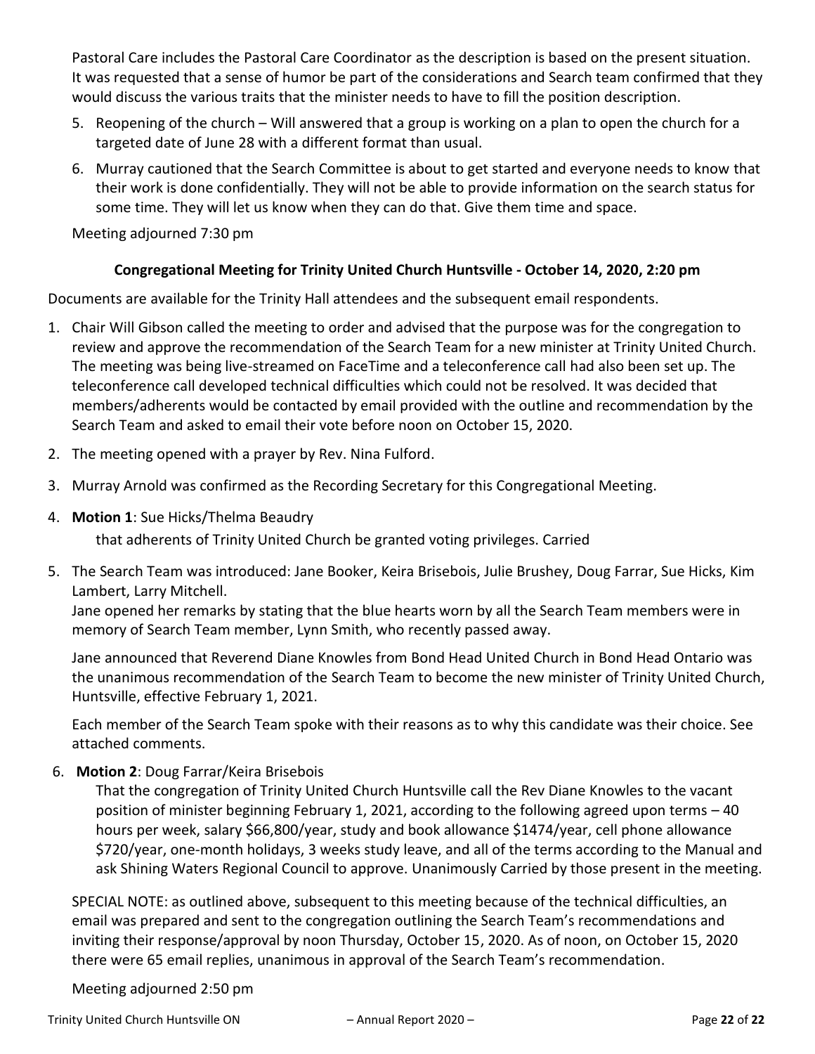Pastoral Care includes the Pastoral Care Coordinator as the description is based on the present situation. It was requested that a sense of humor be part of the considerations and Search team confirmed that they would discuss the various traits that the minister needs to have to fill the position description.

5. Reopening of the church – Will answered that a group is working on a plan to open the church for a targeted date of June 28 with a different format than usual.
6. Murray cautioned that the Search Committee is about to get started and everyone needs to know that their work is done confidentially. They will not be able to provide information on the search status for some time. They will let us know when they can do that. Give them time and space.

Meeting adjourned 7:30 pm

**Congregational Meeting for Trinity United Church Huntsville - October 14, 2020, 2:20 pm**

Documents are available for the Trinity Hall attendees and the subsequent email respondents.

1. Chair Will Gibson called the meeting to order and advised that the purpose was for the congregation to review and approve the recommendation of the Search Team for a new minister at Trinity United Church. The meeting was being live-streamed on FaceTime and a teleconference call had also been set up. The teleconference call developed technical difficulties which could not be resolved. It was decided that members/adherents would be contacted by email provided with the outline and recommendation by the Search Team and asked to email their vote before noon on October 15, 2020.
2. The meeting opened with a prayer by Rev. Nina Fulford.
3. Murray Arnold was confirmed as the Recording Secretary for this Congregational Meeting.
4. **Motion 1**: Sue Hicks/Thelma Beaudry

   that adherents of Trinity United Church be granted voting privileges. Carried

5. The Search Team was introduced: Jane Booker, Keira Brisebois, Julie Brushey, Doug Farrar, Sue Hicks, Kim Lambert, Larry Mitchell.
   Jane opened her remarks by stating that the blue hearts worn by all the Search Team members were in memory of Search Team member, Lynn Smith, who recently passed away.

   Jane announced that Reverend Diane Knowles from Bond Head United Church in Bond Head Ontario was the unanimous recommendation of the Search Team to become the new minister of Trinity United Church, Huntsville, effective February 1, 2021.

   Each member of the Search Team spoke with their reasons as to why this candidate was their choice. See attached comments.

6. **Motion 2**: Doug Farrar/Keira Brisebois

   That the congregation of Trinity United Church Huntsville call the Rev Diane Knowles to the vacant position of minister beginning February 1, 2021, according to the following agreed upon terms – 40 hours per week, salary $66,800/year, study and book allowance $1474/year, cell phone allowance $720/year, one-month holidays, 3 weeks study leave, and all of the terms according to the Manual and ask Shining Waters Regional Council to approve. Unanimously Carried by those present in the meeting.

   SPECIAL NOTE: as outlined above, subsequent to this meeting because of the technical difficulties, an email was prepared and sent to the congregation outlining the Search Team's recommendations and inviting their response/approval by noon Thursday, October 15, 2020. As of noon, on October 15, 2020 there were 65 email replies, unanimous in approval of the Search Team's recommendation.

   Meeting adjourned 2:50 pm